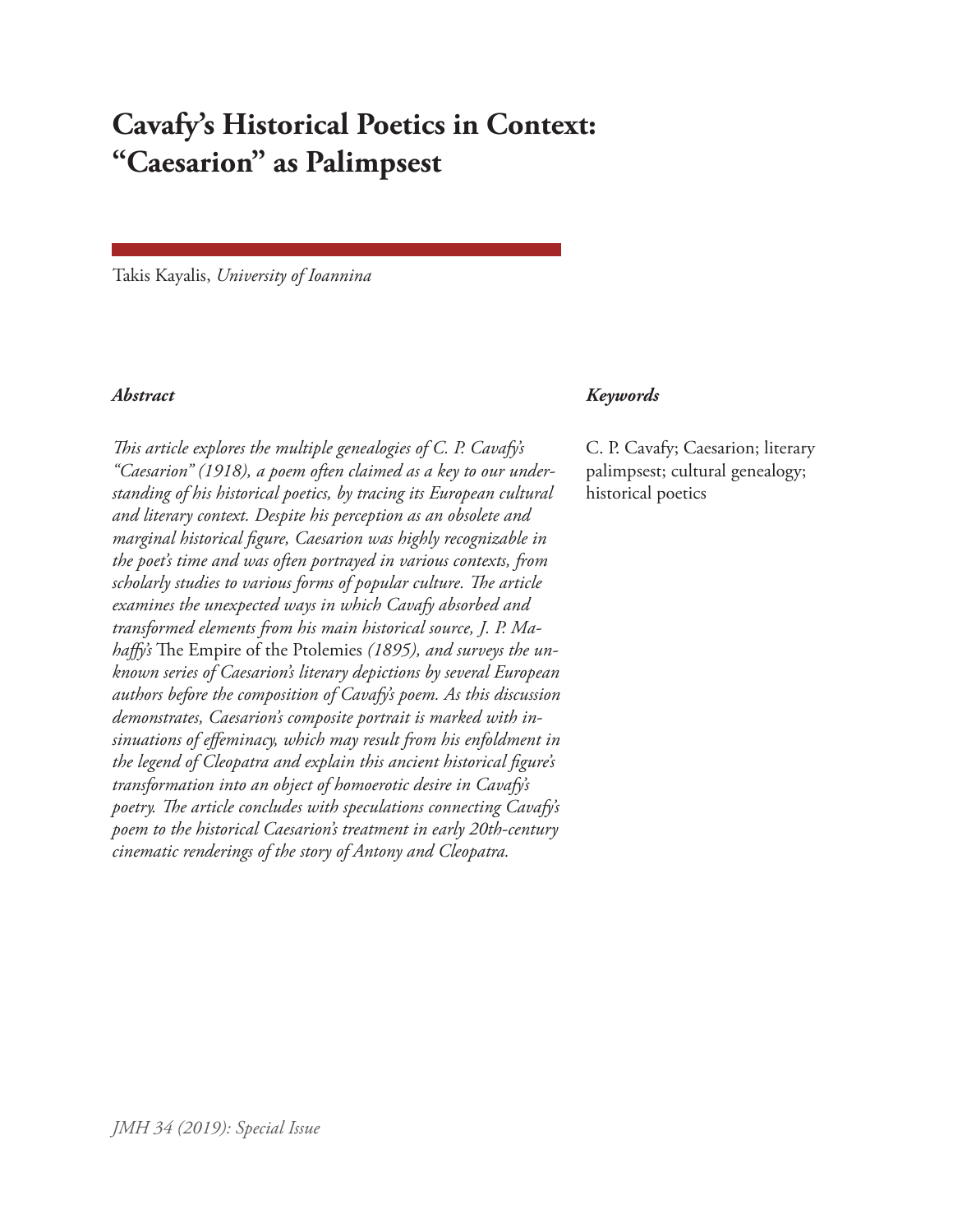# Cavafy's Historical Poetics in Context: "Caesarion" as Palimpsest

Takis Kayalis, *University of Ioannina*

***Abstract***

*This article explores the multiple genealogies of C. P. Cavafy's "Caesarion" (1918), a poem often claimed as a key to our understanding of his historical poetics, by tracing its European cultural and literary context. Despite his perception as an obsolete and marginal historical figure, Caesarion was highly recognizable in the poet's time and was often portrayed in various contexts, from scholarly studies to various forms of popular culture. The article examines the unexpected ways in which Cavafy absorbed and transformed elements from his main historical source, J. P. Mahaffy's* The Empire of the Ptolemies *(1895), and surveys the unknown series of Caesarion's literary depictions by several European authors before the composition of Cavafy's poem. As this discussion demonstrates, Caesarion's composite portrait is marked with insinuations of effeminacy, which may result from his enfoldment in the legend of Cleopatra and explain this ancient historical figure's transformation into an object of homoerotic desire in Cavafy's poetry. The article concludes with speculations connecting Cavafy's poem to the historical Caesarion's treatment in early 20th-century cinematic renderings of the story of Antony and Cleopatra.*

***Keywords***

C. P. Cavafy; Caesarion; literary palimpsest; cultural genealogy; historical poetics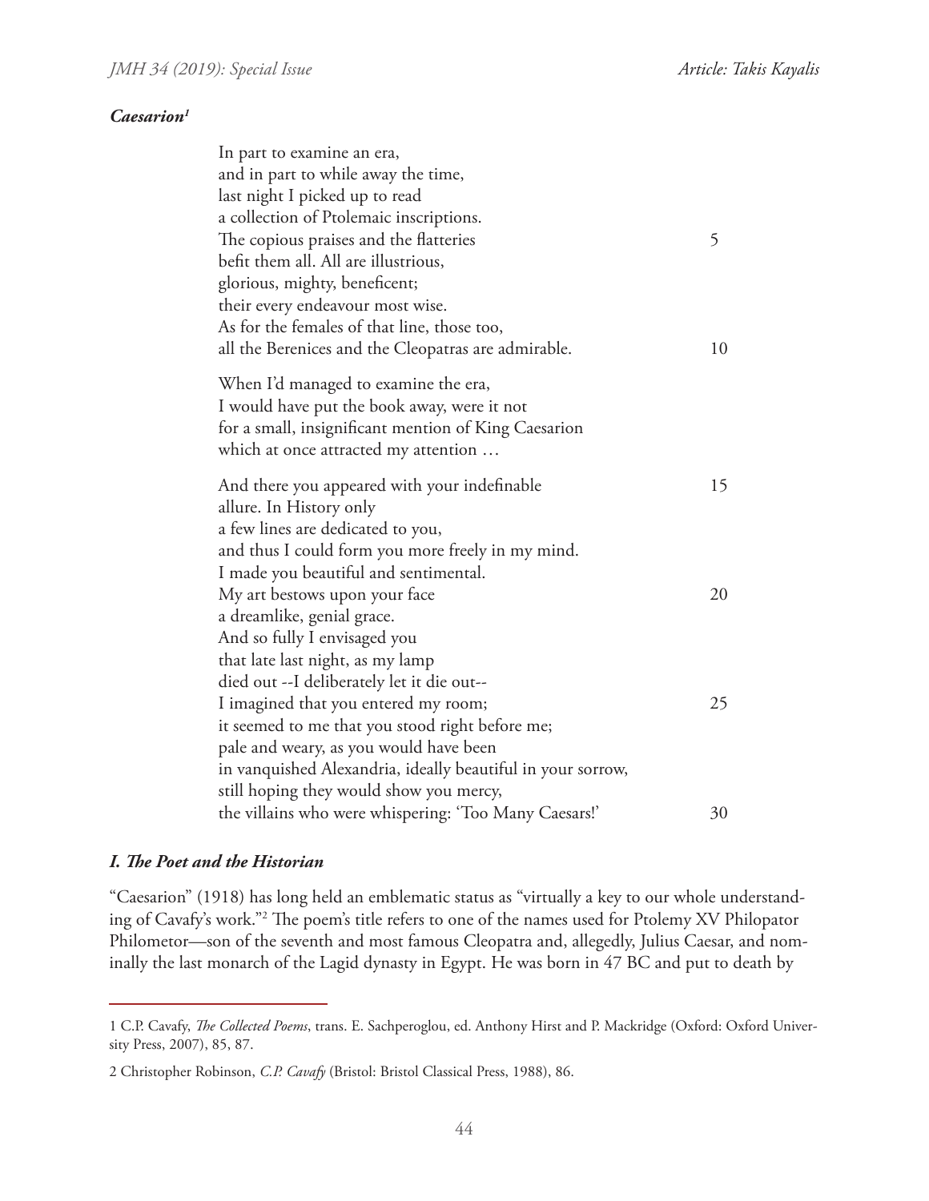***Caesarion*[1]**

In part to examine an era,  
and in part to while away the time,  
last night I picked up to read  
a collection of Ptolemaic inscriptions.  
The copious praises and the flatteries 5  
befit them all. All are illustrious,  
glorious, mighty, beneficent;  
their every endeavour most wise.  
As for the females of that line, those too,  
all the Berenices and the Cleopatras are admirable. 10

When I'd managed to examine the era,  
I would have put the book away, were it not  
for a small, insignificant mention of King Caesarion  
which at once attracted my attention …

And there you appeared with your indefinable 15  
allure. In History only  
a few lines are dedicated to you,  
and thus I could form you more freely in my mind.  
I made you beautiful and sentimental.  
My art bestows upon your face 20  
a dreamlike, genial grace.  
And so fully I envisaged you  
that late last night, as my lamp  
died out --I deliberately let it die out--  
I imagined that you entered my room; 25  
it seemed to me that you stood right before me;  
pale and weary, as you would have been  
in vanquished Alexandria, ideally beautiful in your sorrow,  
still hoping they would show you mercy,  
the villains who were whispering: 'Too Many Caesars!' 30

## *I. The Poet and the Historian*

"Caesarion" (1918) has long held an emblematic status as "virtually a key to our whole understanding of Cavafy's work."[2] The poem's title refers to one of the names used for Ptolemy XV Philopator Philometor—son of the seventh and most famous Cleopatra and, allegedly, Julius Caesar, and nominally the last monarch of the Lagid dynasty in Egypt. He was born in 47 BC and put to death by

---

1 C.P. Cavafy, *The Collected Poems*, trans. E. Sachperoglou, ed. Anthony Hirst and P. Mackridge (Oxford: Oxford University Press, 2007), 85, 87.

2 Christopher Robinson, *C.P. Cavafy* (Bristol: Bristol Classical Press, 1988), 86.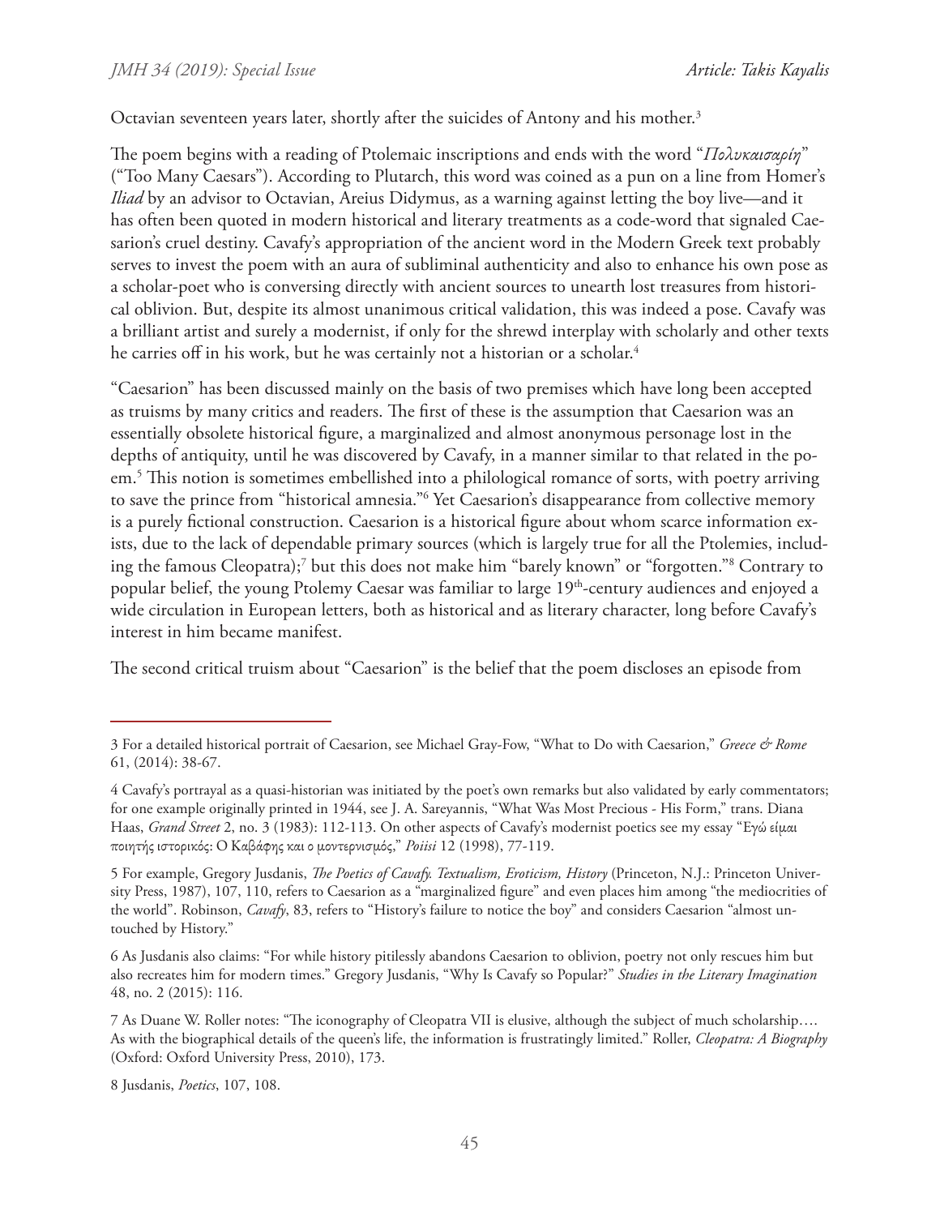Octavian seventeen years later, shortly after the suicides of Antony and his mother.[3]

The poem begins with a reading of Ptolemaic inscriptions and ends with the word "*Πολυκαισαρίη*" ("Too Many Caesars"). According to Plutarch, this word was coined as a pun on a line from Homer's *Iliad* by an advisor to Octavian, Areius Didymus, as a warning against letting the boy live—and it has often been quoted in modern historical and literary treatments as a code-word that signaled Caesarion's cruel destiny. Cavafy's appropriation of the ancient word in the Modern Greek text probably serves to invest the poem with an aura of subliminal authenticity and also to enhance his own pose as a scholar-poet who is conversing directly with ancient sources to unearth lost treasures from historical oblivion. But, despite its almost unanimous critical validation, this was indeed a pose. Cavafy was a brilliant artist and surely a modernist, if only for the shrewd interplay with scholarly and other texts he carries off in his work, but he was certainly not a historian or a scholar.[4]

"Caesarion" has been discussed mainly on the basis of two premises which have long been accepted as truisms by many critics and readers. The first of these is the assumption that Caesarion was an essentially obsolete historical figure, a marginalized and almost anonymous personage lost in the depths of antiquity, until he was discovered by Cavafy, in a manner similar to that related in the poem.[5] This notion is sometimes embellished into a philological romance of sorts, with poetry arriving to save the prince from "historical amnesia."[6] Yet Caesarion's disappearance from collective memory is a purely fictional construction. Caesarion is a historical figure about whom scarce information exists, due to the lack of dependable primary sources (which is largely true for all the Ptolemies, including the famous Cleopatra);[7] but this does not make him "barely known" or "forgotten."[8] Contrary to popular belief, the young Ptolemy Caesar was familiar to large 19th-century audiences and enjoyed a wide circulation in European letters, both as historical and as literary character, long before Cavafy's interest in him became manifest.

The second critical truism about "Caesarion" is the belief that the poem discloses an episode from

---

3 For a detailed historical portrait of Caesarion, see Michael Gray-Fow, "What to Do with Caesarion," *Greece & Rome* 61, (2014): 38-67.

4 Cavafy's portrayal as a quasi-historian was initiated by the poet's own remarks but also validated by early commentators; for one example originally printed in 1944, see J. A. Sareyannis, "What Was Most Precious - His Form," trans. Diana Haas, *Grand Street* 2, no. 3 (1983): 112-113. On other aspects of Cavafy's modernist poetics see my essay "Εγώ είμαι ποιητής ιστορικός: Ο Καβάφης και ο μοντερνισμός," *Poiisi* 12 (1998), 77-119.

5 For example, Gregory Jusdanis, *The Poetics of Cavafy. Textualism, Eroticism, History* (Princeton, N.J.: Princeton University Press, 1987), 107, 110, refers to Caesarion as a "marginalized figure" and even places him among "the mediocrities of the world". Robinson, *Cavafy*, 83, refers to "History's failure to notice the boy" and considers Caesarion "almost untouched by History."

6 As Jusdanis also claims: "For while history pitilessly abandons Caesarion to oblivion, poetry not only rescues him but also recreates him for modern times." Gregory Jusdanis, "Why Is Cavafy so Popular?" *Studies in the Literary Imagination* 48, no. 2 (2015): 116.

7 As Duane W. Roller notes: "The iconography of Cleopatra VII is elusive, although the subject of much scholarship…. As with the biographical details of the queen's life, the information is frustratingly limited." Roller, *Cleopatra: A Biography* (Oxford: Oxford University Press, 2010), 173.

8 Jusdanis, *Poetics*, 107, 108.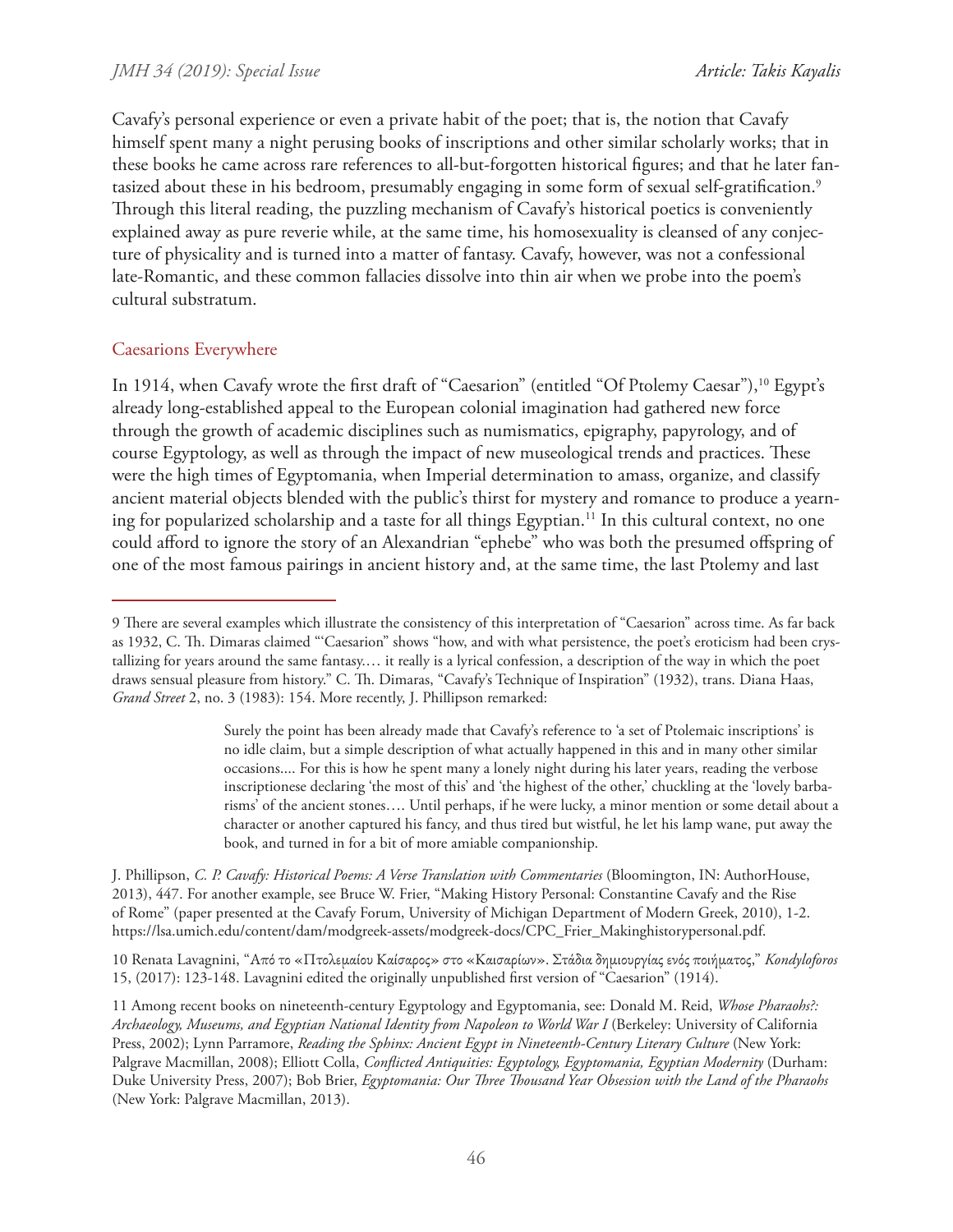Cavafy's personal experience or even a private habit of the poet; that is, the notion that Cavafy himself spent many a night perusing books of inscriptions and other similar scholarly works; that in these books he came across rare references to all-but-forgotten historical figures; and that he later fantasized about these in his bedroom, presumably engaging in some form of sexual self-gratification.[9] Through this literal reading, the puzzling mechanism of Cavafy's historical poetics is conveniently explained away as pure reverie while, at the same time, his homosexuality is cleansed of any conjecture of physicality and is turned into a matter of fantasy. Cavafy, however, was not a confessional late-Romantic, and these common fallacies dissolve into thin air when we probe into the poem's cultural substratum.

## Caesarions Everywhere

In 1914, when Cavafy wrote the first draft of "Caesarion" (entitled "Of Ptolemy Caesar"),[10] Egypt's already long-established appeal to the European colonial imagination had gathered new force through the growth of academic disciplines such as numismatics, epigraphy, papyrology, and of course Egyptology, as well as through the impact of new museological trends and practices. These were the high times of Egyptomania, when Imperial determination to amass, organize, and classify ancient material objects blended with the public's thirst for mystery and romance to produce a yearning for popularized scholarship and a taste for all things Egyptian.[11] In this cultural context, no one could afford to ignore the story of an Alexandrian "ephebe" who was both the presumed offspring of one of the most famous pairings in ancient history and, at the same time, the last Ptolemy and last

---

9 There are several examples which illustrate the consistency of this interpretation of "Caesarion" across time. As far back as 1932, C. Th. Dimaras claimed "'Caesarion" shows "how, and with what persistence, the poet's eroticism had been crystallizing for years around the same fantasy.… it really is a lyrical confession, a description of the way in which the poet draws sensual pleasure from history." C. Th. Dimaras, "Cavafy's Technique of Inspiration" (1932), trans. Diana Haas, *Grand Street* 2, no. 3 (1983): 154. More recently, J. Phillipson remarked:

> Surely the point has been already made that Cavafy's reference to 'a set of Ptolemaic inscriptions' is no idle claim, but a simple description of what actually happened in this and in many other similar occasions.... For this is how he spent many a lonely night during his later years, reading the verbose inscriptionese declaring 'the most of this' and 'the highest of the other,' chuckling at the 'lovely barbarisms' of the ancient stones…. Until perhaps, if he were lucky, a minor mention or some detail about a character or another captured his fancy, and thus tired but wistful, he let his lamp wane, put away the book, and turned in for a bit of more amiable companionship.

J. Phillipson, *C. P. Cavafy: Historical Poems: A Verse Translation with Commentaries* (Bloomington, IN: AuthorHouse, 2013), 447. For another example, see Bruce W. Frier, "Making History Personal: Constantine Cavafy and the Rise of Rome" (paper presented at the Cavafy Forum, University of Michigan Department of Modern Greek, 2010), 1-2. https://lsa.umich.edu/content/dam/modgreek-assets/modgreek-docs/CPC_Frier_Makinghistorypersonal.pdf.

10 Renata Lavagnini, "Από το «Πτολεμαίου Καίσαρος» στο «Καισαρίων». Στάδια δημιουργίας ενός ποιήματος," *Kondyloforos* 15, (2017): 123-148. Lavagnini edited the originally unpublished first version of "Caesarion" (1914).

11 Among recent books on nineteenth-century Egyptology and Egyptomania, see: Donald M. Reid, *Whose Pharaohs?: Archaeology, Museums, and Egyptian National Identity from Napoleon to World War I* (Berkeley: University of California Press, 2002); Lynn Parramore, *Reading the Sphinx: Ancient Egypt in Nineteenth-Century Literary Culture* (New York: Palgrave Macmillan, 2008); Elliott Colla, *Conflicted Antiquities: Egyptology, Egyptomania, Egyptian Modernity* (Durham: Duke University Press, 2007); Bob Brier, *Egyptomania: Our Three Thousand Year Obsession with the Land of the Pharaohs* (New York: Palgrave Macmillan, 2013).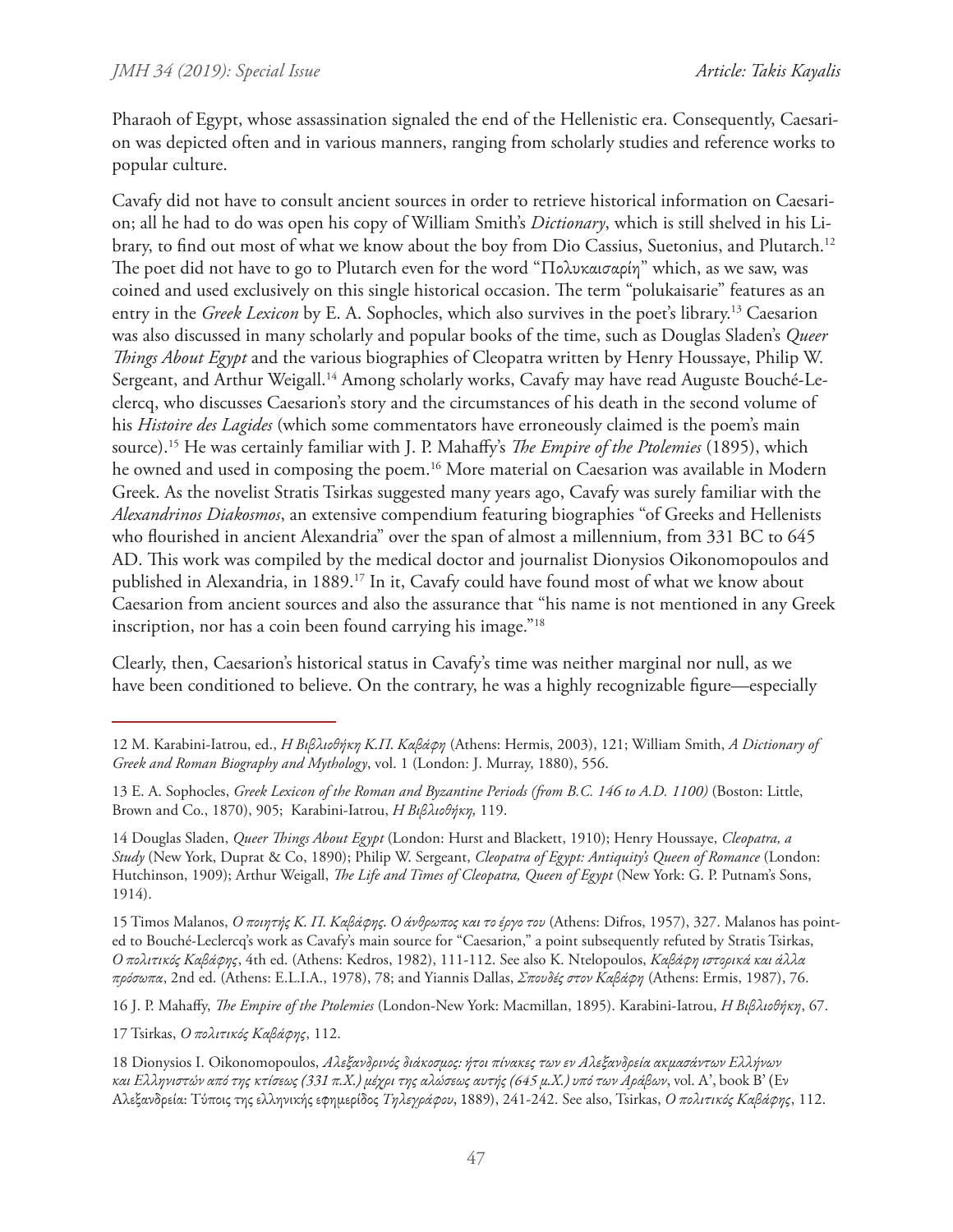Pharaoh of Egypt, whose assassination signaled the end of the Hellenistic era. Consequently, Caesarion was depicted often and in various manners, ranging from scholarly studies and reference works to popular culture.

Cavafy did not have to consult ancient sources in order to retrieve historical information on Caesarion; all he had to do was open his copy of William Smith's *Dictionary*, which is still shelved in his Library, to find out most of what we know about the boy from Dio Cassius, Suetonius, and Plutarch.[12] The poet did not have to go to Plutarch even for the word "Πολυκαισαρίη" which, as we saw, was coined and used exclusively on this single historical occasion. The term "polukaisarie" features as an entry in the *Greek Lexicon* by E. A. Sophocles, which also survives in the poet's library.[13] Caesarion was also discussed in many scholarly and popular books of the time, such as Douglas Sladen's *Queer Things About Egypt* and the various biographies of Cleopatra written by Henry Houssaye, Philip W. Sergeant, and Arthur Weigall.[14] Among scholarly works, Cavafy may have read Auguste Bouché-Leclercq, who discusses Caesarion's story and the circumstances of his death in the second volume of his *Histoire des Lagides* (which some commentators have erroneously claimed is the poem's main source).[15] He was certainly familiar with J. P. Mahaffy's *The Empire of the Ptolemies* (1895), which he owned and used in composing the poem.[16] More material on Caesarion was available in Modern Greek. As the novelist Stratis Tsirkas suggested many years ago, Cavafy was surely familiar with the *Alexandrinos Diakosmos*, an extensive compendium featuring biographies "of Greeks and Hellenists who flourished in ancient Alexandria" over the span of almost a millennium, from 331 BC to 645 AD. This work was compiled by the medical doctor and journalist Dionysios Oikonomopoulos and published in Alexandria, in 1889.[17] In it, Cavafy could have found most of what we know about Caesarion from ancient sources and also the assurance that "his name is not mentioned in any Greek inscription, nor has a coin been found carrying his image."[18]

Clearly, then, Caesarion's historical status in Cavafy's time was neither marginal nor null, as we have been conditioned to believe. On the contrary, he was a highly recognizable figure—especially

---

12 M. Karabini-Iatrou, ed., *Η Βιβλιοθήκη Κ.Π. Καβάφη* (Athens: Hermis, 2003), 121; William Smith, *A Dictionary of Greek and Roman Biography and Mythology*, vol. 1 (London: J. Murray, 1880), 556.

13 E. A. Sophocles, *Greek Lexicon of the Roman and Byzantine Periods (from B.C. 146 to A.D. 1100)* (Boston: Little, Brown and Co., 1870), 905; Karabini-Iatrou, *Η Βιβλιοθήκη,* 119.

14 Douglas Sladen, *Queer Things About Egypt* (London: Hurst and Blackett, 1910); Henry Houssaye, *Cleopatra, a Study* (New York, Duprat & Co, 1890); Philip W. Sergeant, *Cleopatra of Egypt: Antiquity's Queen of Romance* (London: Hutchinson, 1909); Arthur Weigall, *The Life and Times of Cleopatra, Queen of Egypt* (New York: G. P. Putnam's Sons, 1914).

15 Timos Malanos, *Ο ποιητής Κ. Π. Καβάφης. Ο άνθρωπος και το έργο του* (Athens: Difros, 1957), 327. Malanos has pointed to Bouché-Leclercq's work as Cavafy's main source for "Caesarion," a point subsequently refuted by Stratis Tsirkas, *Ο πολιτικός Καβάφης*, 4th ed. (Athens: Kedros, 1982), 111-112. See also K. Ntelopoulos, *Καβάφη ιστορικά και άλλα πρόσωπα*, 2nd ed. (Athens: E.L.I.A., 1978), 78; and Yiannis Dallas, *Σπουδές στον Καβάφη* (Athens: Ermis, 1987), 76.

16 J. P. Mahaffy, *The Empire of the Ptolemies* (London-New York: Macmillan, 1895). Karabini-Iatrou, *Η Βιβλιοθήκη*, 67.

17 Tsirkas, *Ο πολιτικός Καβάφης*, 112.

18 Dionysios I. Oikonomopoulos, *Αλεξανδρινός διάκοσμος: ήτοι πίνακες των εν Αλεξανδρεία ακμασάντων Ελλήνων και Ελληνιστών από της κτίσεως (331 π.Χ.) μέχρι της αλώσεως αυτής (645 μ.Χ.) υπό των Αράβων*, vol. Α', book Β' (Εν Αλεξανδρεία: Τύποις της ελληνικής εφημερίδος *Τηλεγράφου*, 1889), 241-242. See also, Tsirkas, *Ο πολιτικός Καβάφης*, 112.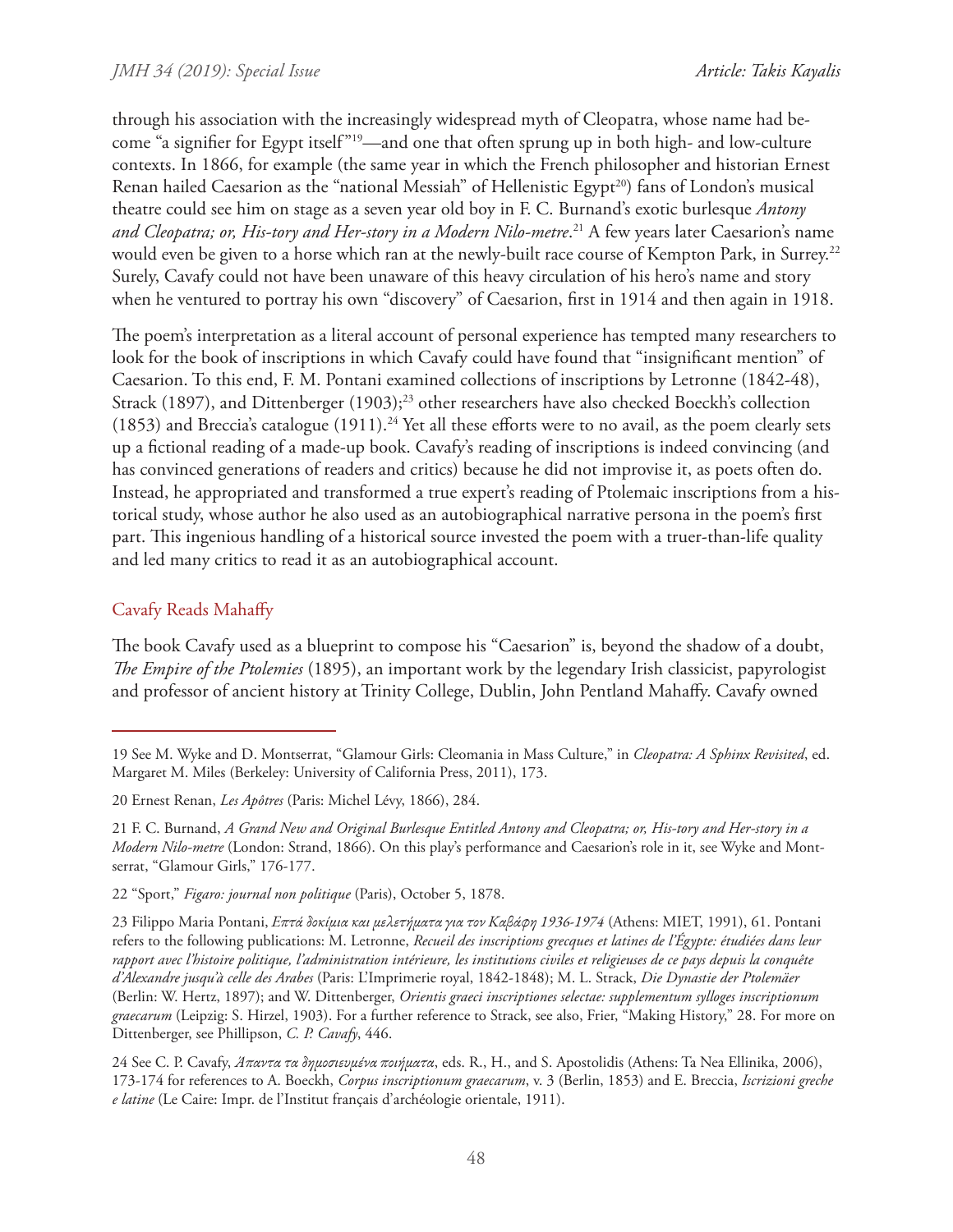through his association with the increasingly widespread myth of Cleopatra, whose name had become "a signifier for Egypt itself"[19]—and one that often sprung up in both high- and low-culture contexts. In 1866, for example (the same year in which the French philosopher and historian Ernest Renan hailed Caesarion as the "national Messiah" of Hellenistic Egypt[20]) fans of London's musical theatre could see him on stage as a seven year old boy in F. C. Burnand's exotic burlesque *Antony and Cleopatra; or, His-tory and Her-story in a Modern Nilo-metre*.[21] A few years later Caesarion's name would even be given to a horse which ran at the newly-built race course of Kempton Park, in Surrey.[22] Surely, Cavafy could not have been unaware of this heavy circulation of his hero's name and story when he ventured to portray his own "discovery" of Caesarion, first in 1914 and then again in 1918.

The poem's interpretation as a literal account of personal experience has tempted many researchers to look for the book of inscriptions in which Cavafy could have found that "insignificant mention" of Caesarion. To this end, F. M. Pontani examined collections of inscriptions by Letronne (1842-48), Strack (1897), and Dittenberger (1903);[23] other researchers have also checked Boeckh's collection (1853) and Breccia's catalogue (1911).[24] Yet all these efforts were to no avail, as the poem clearly sets up a fictional reading of a made-up book. Cavafy's reading of inscriptions is indeed convincing (and has convinced generations of readers and critics) because he did not improvise it, as poets often do. Instead, he appropriated and transformed a true expert's reading of Ptolemaic inscriptions from a historical study, whose author he also used as an autobiographical narrative persona in the poem's first part. This ingenious handling of a historical source invested the poem with a truer-than-life quality and led many critics to read it as an autobiographical account.

## Cavafy Reads Mahaffy

The book Cavafy used as a blueprint to compose his "Caesarion" is, beyond the shadow of a doubt, *The Empire of the Ptolemies* (1895), an important work by the legendary Irish classicist, papyrologist and professor of ancient history at Trinity College, Dublin, John Pentland Mahaffy. Cavafy owned

---

19 See M. Wyke and D. Montserrat, "Glamour Girls: Cleomania in Mass Culture," in *Cleopatra: A Sphinx Revisited*, ed. Margaret M. Miles (Berkeley: University of California Press, 2011), 173.

20 Ernest Renan, *Les Apôtres* (Paris: Michel Lévy, 1866), 284.

21 F. C. Burnand, *A Grand New and Original Burlesque Entitled Antony and Cleopatra; or, His-tory and Her-story in a Modern Nilo-metre* (London: Strand, 1866). On this play's performance and Caesarion's role in it, see Wyke and Montserrat, "Glamour Girls," 176-177.

22 "Sport," *Figaro: journal non politique* (Paris), October 5, 1878.

23 Filippo Maria Pontani, *Επτά δοκίμια και μελετήματα για τον Καβάφη 1936-1974* (Athens: MIET, 1991), 61. Pontani refers to the following publications: M. Letronne, *Recueil des inscriptions grecques et latines de l'Égypte: étudiées dans leur rapport avec l'histoire politique, l'administration intérieure, les institutions civiles et religieuses de ce pays depuis la conquête d'Alexandre jusqu'à celle des Arabes* (Paris: L'Imprimerie royal, 1842-1848); M. L. Strack, *Die Dynastie der Ptolemäer* (Berlin: W. Hertz, 1897); and W. Dittenberger, *Orientis graeci inscriptiones selectae: supplementum sylloges inscriptionum graecarum* (Leipzig: S. Hirzel, 1903). For a further reference to Strack, see also, Frier, "Making History," 28. For more on Dittenberger, see Phillipson, *C. P. Cavafy*, 446.

24 See C. P. Cavafy, *Άπαντα τα δημοσιευμένα ποιήματα*, eds. R., H., and S. Apostolidis (Athens: Ta Nea Ellinika, 2006), 173-174 for references to A. Boeckh, *Corpus inscriptionum graecarum*, v. 3 (Berlin, 1853) and E. Breccia, *Iscrizioni greche e latine* (Le Caire: Impr. de l'Institut français d'archéologie orientale, 1911).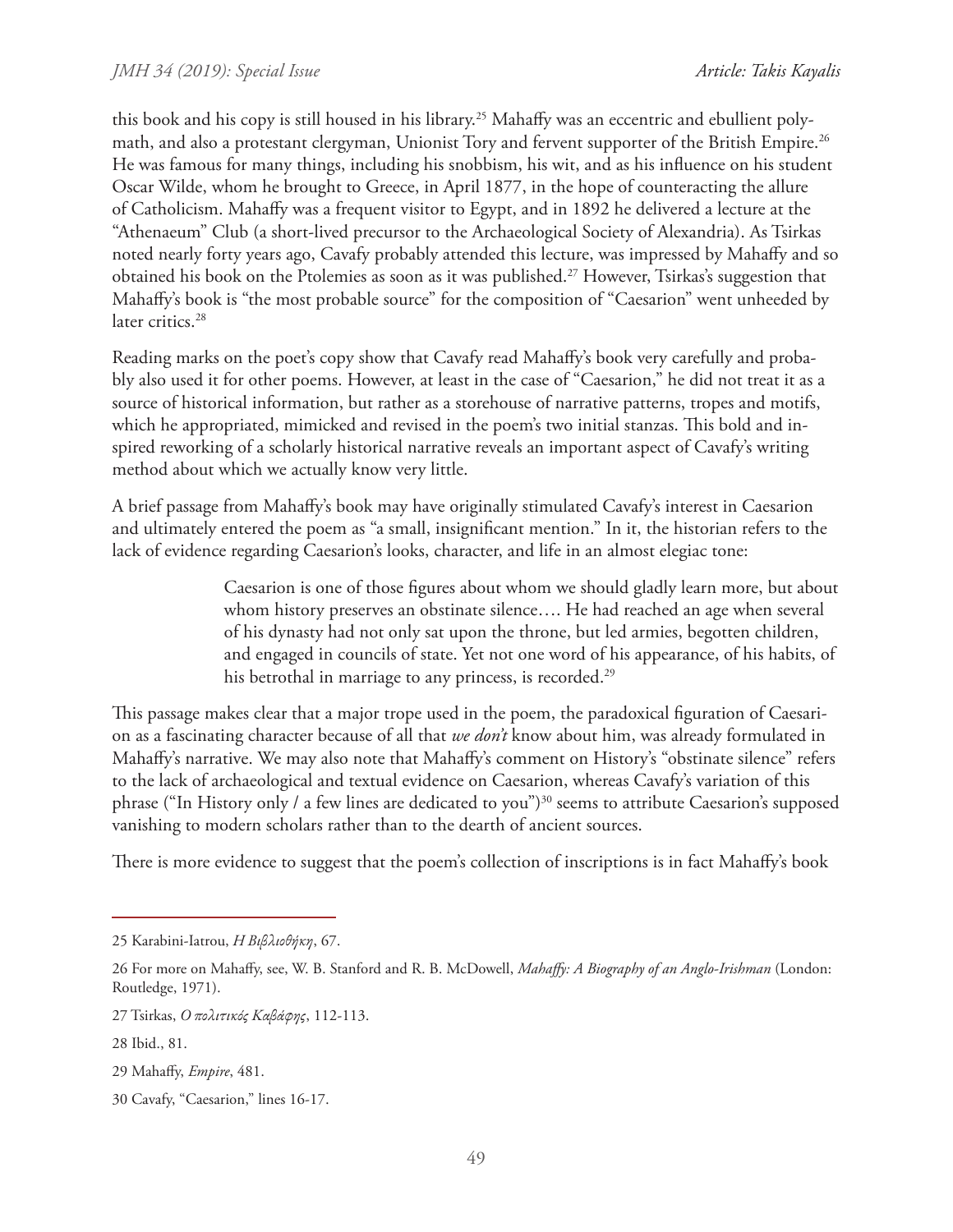this book and his copy is still housed in his library.[25] Mahaffy was an eccentric and ebullient polymath, and also a protestant clergyman, Unionist Tory and fervent supporter of the British Empire.[26] He was famous for many things, including his snobbism, his wit, and as his influence on his student Oscar Wilde, whom he brought to Greece, in April 1877, in the hope of counteracting the allure of Catholicism. Mahaffy was a frequent visitor to Egypt, and in 1892 he delivered a lecture at the "Athenaeum" Club (a short-lived precursor to the Archaeological Society of Alexandria). As Tsirkas noted nearly forty years ago, Cavafy probably attended this lecture, was impressed by Mahaffy and so obtained his book on the Ptolemies as soon as it was published.[27] However, Tsirkas's suggestion that Mahaffy's book is "the most probable source" for the composition of "Caesarion" went unheeded by later critics.[28]

Reading marks on the poet's copy show that Cavafy read Mahaffy's book very carefully and probably also used it for other poems. However, at least in the case of "Caesarion," he did not treat it as a source of historical information, but rather as a storehouse of narrative patterns, tropes and motifs, which he appropriated, mimicked and revised in the poem's two initial stanzas. This bold and inspired reworking of a scholarly historical narrative reveals an important aspect of Cavafy's writing method about which we actually know very little.

A brief passage from Mahaffy's book may have originally stimulated Cavafy's interest in Caesarion and ultimately entered the poem as "a small, insignificant mention." In it, the historian refers to the lack of evidence regarding Caesarion's looks, character, and life in an almost elegiac tone:

> Caesarion is one of those figures about whom we should gladly learn more, but about whom history preserves an obstinate silence…. He had reached an age when several of his dynasty had not only sat upon the throne, but led armies, begotten children, and engaged in councils of state. Yet not one word of his appearance, of his habits, of his betrothal in marriage to any princess, is recorded.[29]

This passage makes clear that a major trope used in the poem, the paradoxical figuration of Caesarion as a fascinating character because of all that *we don't* know about him, was already formulated in Mahaffy's narrative. We may also note that Mahaffy's comment on History's "obstinate silence" refers to the lack of archaeological and textual evidence on Caesarion, whereas Cavafy's variation of this phrase ("In History only / a few lines are dedicated to you")[30] seems to attribute Caesarion's supposed vanishing to modern scholars rather than to the dearth of ancient sources.

There is more evidence to suggest that the poem's collection of inscriptions is in fact Mahaffy's book

---

25 Karabini-Iatrou, *Η Βιβλιοθήκη*, 67.

26 For more on Mahaffy, see, W. B. Stanford and R. B. McDowell, *Mahaffy: A Biography of an Anglo-Irishman* (London: Routledge, 1971).

27 Tsirkas, *Ο πολιτικός Καβάφης*, 112-113.

28 Ibid., 81.

29 Mahaffy, *Empire*, 481.

30 Cavafy, "Caesarion," lines 16-17.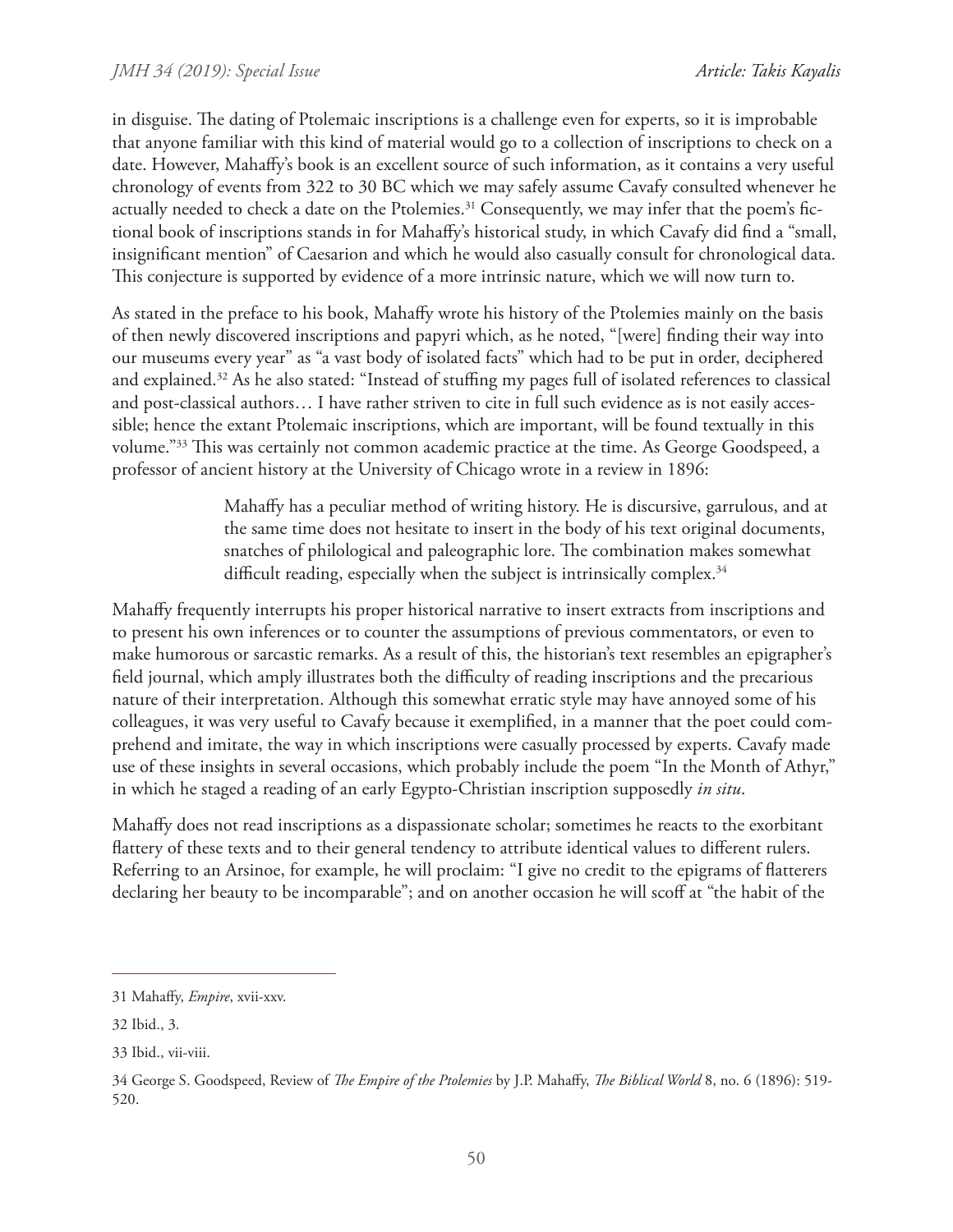in disguise. The dating of Ptolemaic inscriptions is a challenge even for experts, so it is improbable that anyone familiar with this kind of material would go to a collection of inscriptions to check on a date. However, Mahaffy's book is an excellent source of such information, as it contains a very useful chronology of events from 322 to 30 BC which we may safely assume Cavafy consulted whenever he actually needed to check a date on the Ptolemies.[31] Consequently, we may infer that the poem's fictional book of inscriptions stands in for Mahaffy's historical study, in which Cavafy did find a "small, insignificant mention" of Caesarion and which he would also casually consult for chronological data. This conjecture is supported by evidence of a more intrinsic nature, which we will now turn to.

As stated in the preface to his book, Mahaffy wrote his history of the Ptolemies mainly on the basis of then newly discovered inscriptions and papyri which, as he noted, "[were] finding their way into our museums every year" as "a vast body of isolated facts" which had to be put in order, deciphered and explained.[32] As he also stated: "Instead of stuffing my pages full of isolated references to classical and post-classical authors… I have rather striven to cite in full such evidence as is not easily accessible; hence the extant Ptolemaic inscriptions, which are important, will be found textually in this volume."[33] This was certainly not common academic practice at the time. As George Goodspeed, a professor of ancient history at the University of Chicago wrote in a review in 1896:

> Mahaffy has a peculiar method of writing history. He is discursive, garrulous, and at the same time does not hesitate to insert in the body of his text original documents, snatches of philological and paleographic lore. The combination makes somewhat difficult reading, especially when the subject is intrinsically complex.[34]

Mahaffy frequently interrupts his proper historical narrative to insert extracts from inscriptions and to present his own inferences or to counter the assumptions of previous commentators, or even to make humorous or sarcastic remarks. As a result of this, the historian's text resembles an epigrapher's field journal, which amply illustrates both the difficulty of reading inscriptions and the precarious nature of their interpretation. Although this somewhat erratic style may have annoyed some of his colleagues, it was very useful to Cavafy because it exemplified, in a manner that the poet could comprehend and imitate, the way in which inscriptions were casually processed by experts. Cavafy made use of these insights in several occasions, which probably include the poem "In the Month of Athyr," in which he staged a reading of an early Egypto-Christian inscription supposedly *in situ*.

Mahaffy does not read inscriptions as a dispassionate scholar; sometimes he reacts to the exorbitant flattery of these texts and to their general tendency to attribute identical values to different rulers. Referring to an Arsinoe, for example, he will proclaim: "I give no credit to the epigrams of flatterers declaring her beauty to be incomparable"; and on another occasion he will scoff at "the habit of the

---

31 Mahaffy, *Empire*, xvii-xxv.

32 Ibid., 3.

33 Ibid., vii-viii.

34 George S. Goodspeed, Review of *The Empire of the Ptolemies* by J.P. Mahaffy, *The Biblical World* 8, no. 6 (1896): 519-520.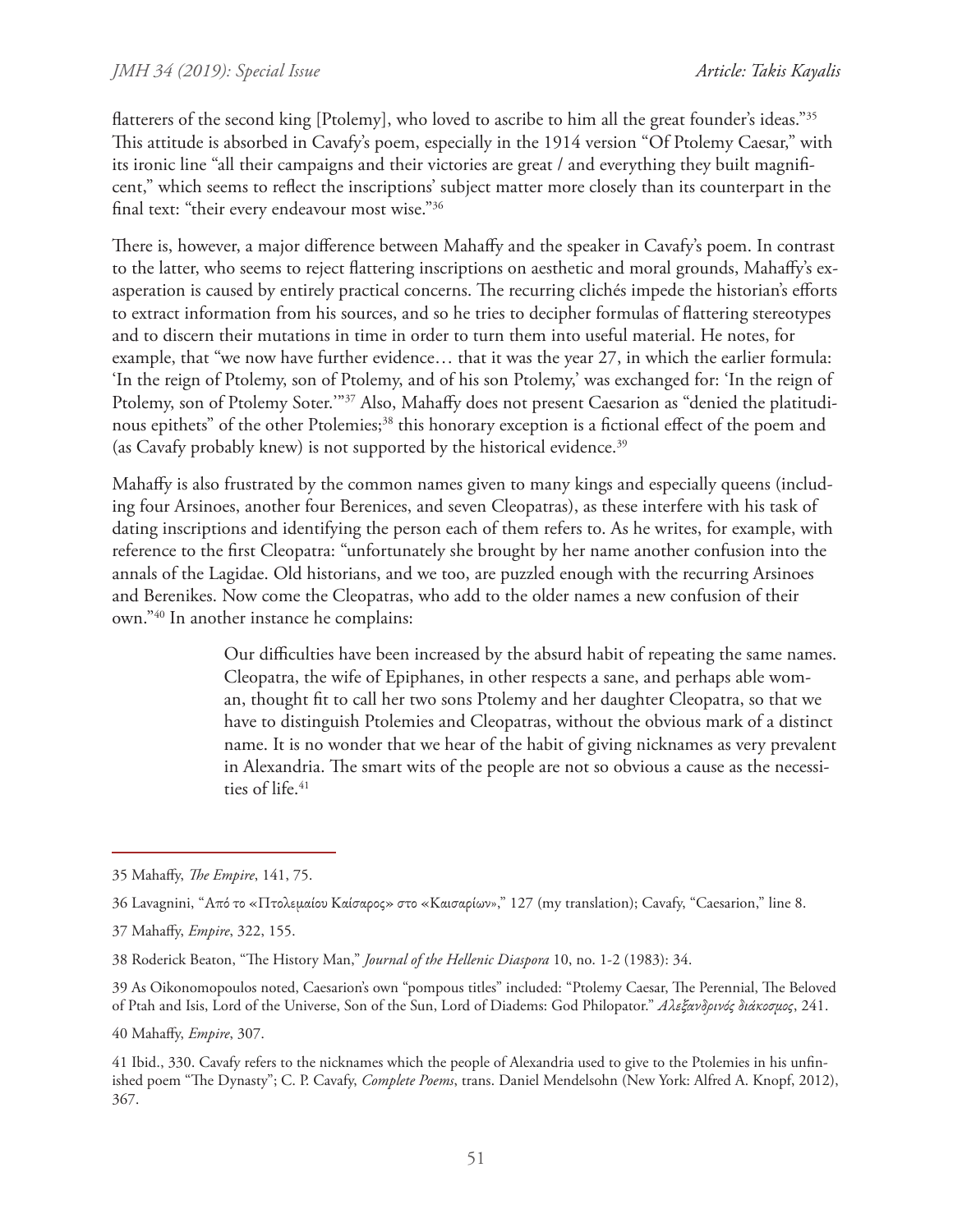flatterers of the second king [Ptolemy], who loved to ascribe to him all the great founder's ideas."[35] This attitude is absorbed in Cavafy's poem, especially in the 1914 version "Of Ptolemy Caesar," with its ironic line "all their campaigns and their victories are great / and everything they built magnificent," which seems to reflect the inscriptions' subject matter more closely than its counterpart in the final text: "their every endeavour most wise."[36]

There is, however, a major difference between Mahaffy and the speaker in Cavafy's poem. In contrast to the latter, who seems to reject flattering inscriptions on aesthetic and moral grounds, Mahaffy's exasperation is caused by entirely practical concerns. The recurring clichés impede the historian's efforts to extract information from his sources, and so he tries to decipher formulas of flattering stereotypes and to discern their mutations in time in order to turn them into useful material. He notes, for example, that "we now have further evidence… that it was the year 27, in which the earlier formula: 'In the reign of Ptolemy, son of Ptolemy, and of his son Ptolemy,' was exchanged for: 'In the reign of Ptolemy, son of Ptolemy Soter.'"[37] Also, Mahaffy does not present Caesarion as "denied the platitudinous epithets" of the other Ptolemies;[38] this honorary exception is a fictional effect of the poem and (as Cavafy probably knew) is not supported by the historical evidence.[39]

Mahaffy is also frustrated by the common names given to many kings and especially queens (including four Arsinoes, another four Berenices, and seven Cleopatras), as these interfere with his task of dating inscriptions and identifying the person each of them refers to. As he writes, for example, with reference to the first Cleopatra: "unfortunately she brought by her name another confusion into the annals of the Lagidae. Old historians, and we too, are puzzled enough with the recurring Arsinoes and Berenikes. Now come the Cleopatras, who add to the older names a new confusion of their own."[40] In another instance he complains:

> Our difficulties have been increased by the absurd habit of repeating the same names. Cleopatra, the wife of Epiphanes, in other respects a sane, and perhaps able woman, thought fit to call her two sons Ptolemy and her daughter Cleopatra, so that we have to distinguish Ptolemies and Cleopatras, without the obvious mark of a distinct name. It is no wonder that we hear of the habit of giving nicknames as very prevalent in Alexandria. The smart wits of the people are not so obvious a cause as the necessities of life.[41]

---

35 Mahaffy, *The Empire*, 141, 75.

36 Lavagnini, "Από το «Πτολεμαίου Καίσαρος» στο «Καισαρίων»," 127 (my translation); Cavafy, "Caesarion," line 8.

37 Mahaffy, *Empire*, 322, 155.

38 Roderick Beaton, "The History Man," *Journal of the Hellenic Diaspora* 10, no. 1-2 (1983): 34.

39 As Oikonomopoulos noted, Caesarion's own "pompous titles" included: "Ptolemy Caesar, The Perennial, The Beloved of Ptah and Isis, Lord of the Universe, Son of the Sun, Lord of Diadems: God Philopator." *Αλεξανδρινός διάκοσμος*, 241.

40 Mahaffy, *Empire*, 307.

41 Ibid., 330. Cavafy refers to the nicknames which the people of Alexandria used to give to the Ptolemies in his unfinished poem "The Dynasty"; C. P. Cavafy, *Complete Poems*, trans. Daniel Mendelsohn (New York: Alfred A. Knopf, 2012), 367.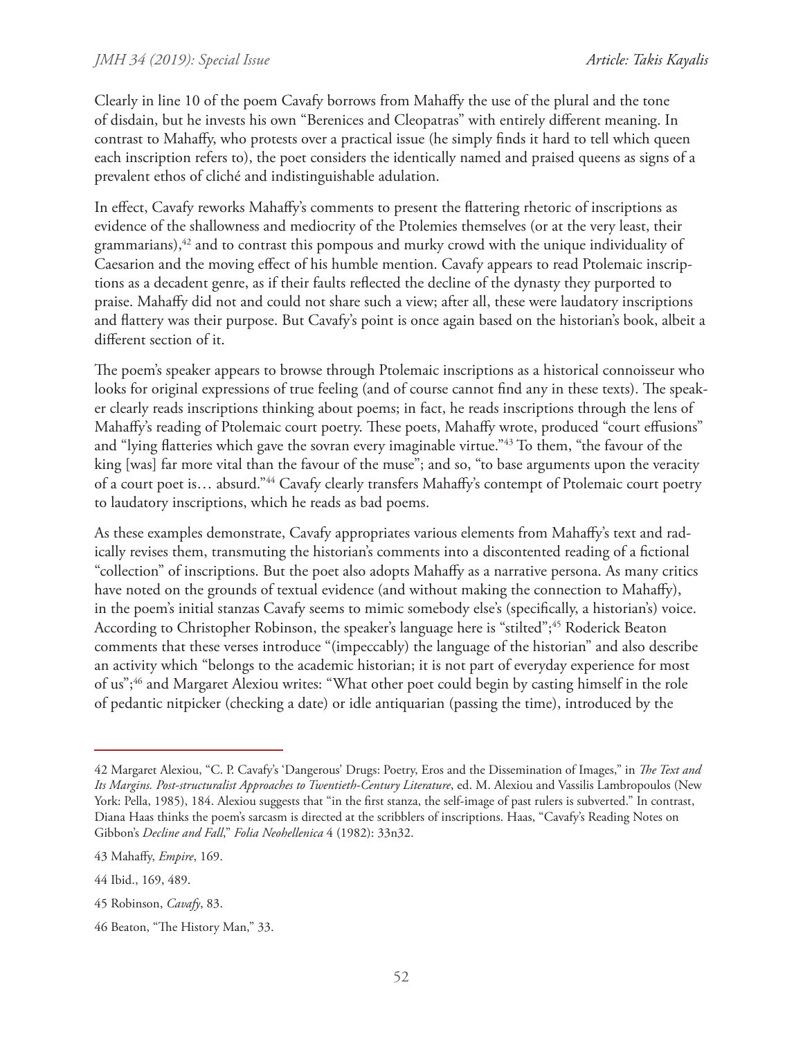Clearly in line 10 of the poem Cavafy borrows from Mahaffy the use of the plural and the tone of disdain, but he invests his own "Berenices and Cleopatras" with entirely different meaning. In contrast to Mahaffy, who protests over a practical issue (he simply finds it hard to tell which queen each inscription refers to), the poet considers the identically named and praised queens as signs of a prevalent ethos of cliché and indistinguishable adulation.

In effect, Cavafy reworks Mahaffy's comments to present the flattering rhetoric of inscriptions as evidence of the shallowness and mediocrity of the Ptolemies themselves (or at the very least, their grammarians),[42] and to contrast this pompous and murky crowd with the unique individuality of Caesarion and the moving effect of his humble mention. Cavafy appears to read Ptolemaic inscriptions as a decadent genre, as if their faults reflected the decline of the dynasty they purported to praise. Mahaffy did not and could not share such a view; after all, these were laudatory inscriptions and flattery was their purpose. But Cavafy's point is once again based on the historian's book, albeit a different section of it.

The poem's speaker appears to browse through Ptolemaic inscriptions as a historical connoisseur who looks for original expressions of true feeling (and of course cannot find any in these texts). The speaker clearly reads inscriptions thinking about poems; in fact, he reads inscriptions through the lens of Mahaffy's reading of Ptolemaic court poetry. These poets, Mahaffy wrote, produced "court effusions" and "lying flatteries which gave the sovran every imaginable virtue."[43] To them, "the favour of the king [was] far more vital than the favour of the muse"; and so, "to base arguments upon the veracity of a court poet is… absurd."[44] Cavafy clearly transfers Mahaffy's contempt of Ptolemaic court poetry to laudatory inscriptions, which he reads as bad poems.

As these examples demonstrate, Cavafy appropriates various elements from Mahaffy's text and radically revises them, transmuting the historian's comments into a discontented reading of a fictional "collection" of inscriptions. But the poet also adopts Mahaffy as a narrative persona. As many critics have noted on the grounds of textual evidence (and without making the connection to Mahaffy), in the poem's initial stanzas Cavafy seems to mimic somebody else's (specifically, a historian's) voice. According to Christopher Robinson, the speaker's language here is "stilted";[45] Roderick Beaton comments that these verses introduce "(impeccably) the language of the historian" and also describe an activity which "belongs to the academic historian; it is not part of everyday experience for most of us";[46] and Margaret Alexiou writes: "What other poet could begin by casting himself in the role of pedantic nitpicker (checking a date) or idle antiquarian (passing the time), introduced by the

---

42 Margaret Alexiou, "C. P. Cavafy's 'Dangerous' Drugs: Poetry, Eros and the Dissemination of Images," in *The Text and Its Margins. Post-structuralist Approaches to Twentieth-Century Literature*, ed. M. Alexiou and Vassilis Lambropoulos (New York: Pella, 1985), 184. Alexiou suggests that "in the first stanza, the self-image of past rulers is subverted." In contrast, Diana Haas thinks the poem's sarcasm is directed at the scribblers of inscriptions. Haas, "Cavafy's Reading Notes on Gibbon's *Decline and Fall*," *Folia Neohellenica* 4 (1982): 33n32.

43 Mahaffy, *Empire*, 169.

44 Ibid., 169, 489.

45 Robinson, *Cavafy*, 83.

46 Beaton, "The History Man," 33.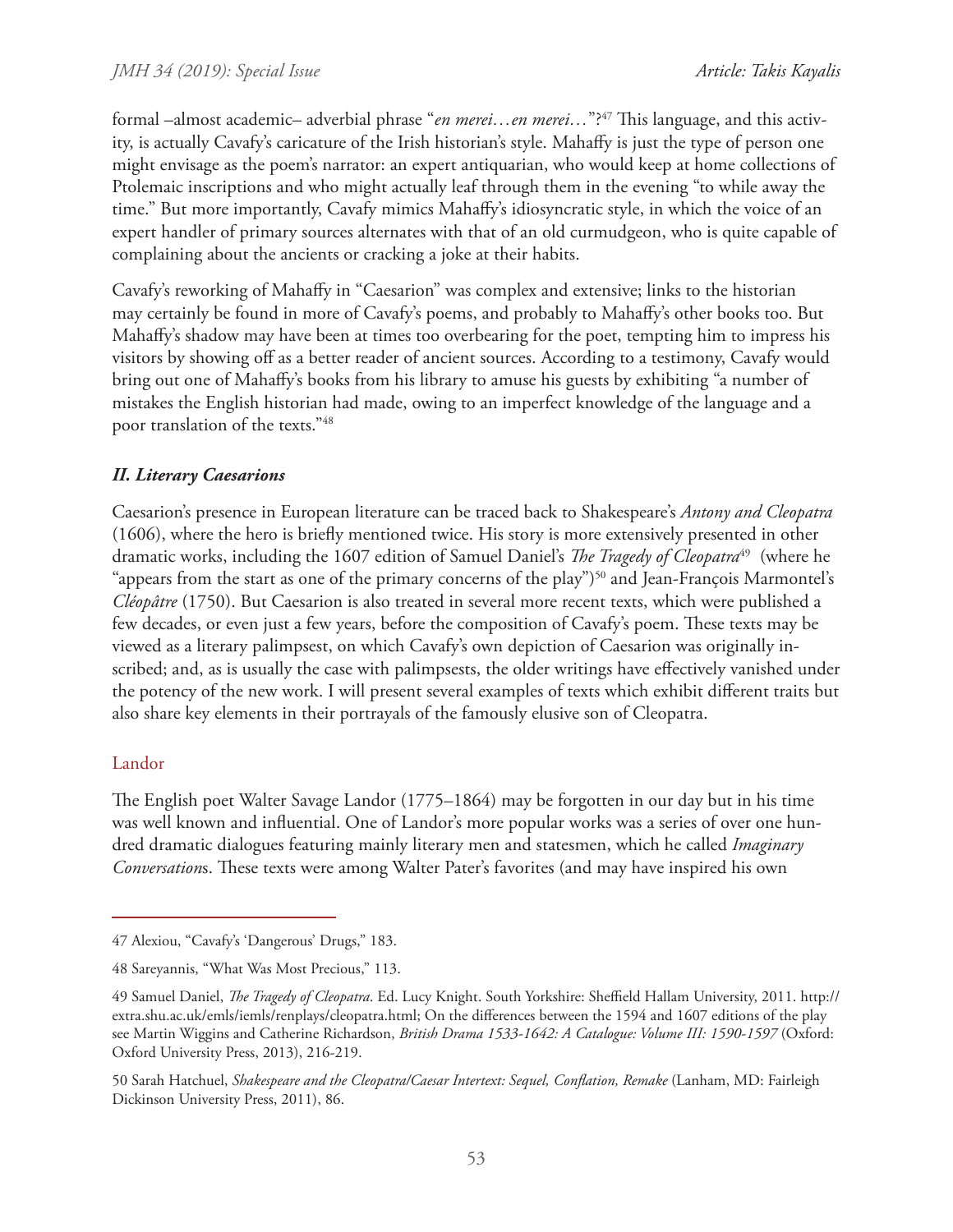formal –almost academic– adverbial phrase "*en merei…en merei…*"?[47] This language, and this activity, is actually Cavafy's caricature of the Irish historian's style. Mahaffy is just the type of person one might envisage as the poem's narrator: an expert antiquarian, who would keep at home collections of Ptolemaic inscriptions and who might actually leaf through them in the evening "to while away the time." But more importantly, Cavafy mimics Mahaffy's idiosyncratic style, in which the voice of an expert handler of primary sources alternates with that of an old curmudgeon, who is quite capable of complaining about the ancients or cracking a joke at their habits.

Cavafy's reworking of Mahaffy in "Caesarion" was complex and extensive; links to the historian may certainly be found in more of Cavafy's poems, and probably to Mahaffy's other books too. But Mahaffy's shadow may have been at times too overbearing for the poet, tempting him to impress his visitors by showing off as a better reader of ancient sources. According to a testimony, Cavafy would bring out one of Mahaffy's books from his library to amuse his guests by exhibiting "a number of mistakes the English historian had made, owing to an imperfect knowledge of the language and a poor translation of the texts."[48]

## *II. Literary Caesarions*

Caesarion's presence in European literature can be traced back to Shakespeare's *Antony and Cleopatra* (1606), where the hero is briefly mentioned twice. His story is more extensively presented in other dramatic works, including the 1607 edition of Samuel Daniel's *The Tragedy of Cleopatra*[49] (where he "appears from the start as one of the primary concerns of the play")[50] and Jean-François Marmontel's *Cléopâtre* (1750). But Caesarion is also treated in several more recent texts, which were published a few decades, or even just a few years, before the composition of Cavafy's poem. These texts may be viewed as a literary palimpsest, on which Cavafy's own depiction of Caesarion was originally inscribed; and, as is usually the case with palimpsests, the older writings have effectively vanished under the potency of the new work. I will present several examples of texts which exhibit different traits but also share key elements in their portrayals of the famously elusive son of Cleopatra.

### Landor

The English poet Walter Savage Landor (1775–1864) may be forgotten in our day but in his time was well known and influential. One of Landor's more popular works was a series of over one hundred dramatic dialogues featuring mainly literary men and statesmen, which he called *Imaginary Conversations*. These texts were among Walter Pater's favorites (and may have inspired his own

---

47 Alexiou, "Cavafy's 'Dangerous' Drugs," 183.

48 Sareyannis, "What Was Most Precious," 113.

49 Samuel Daniel, *The Tragedy of Cleopatra*. Ed. Lucy Knight. South Yorkshire: Sheffield Hallam University, 2011. http://extra.shu.ac.uk/emls/iemls/renplays/cleopatra.html; On the differences between the 1594 and 1607 editions of the play see Martin Wiggins and Catherine Richardson, *British Drama 1533-1642: A Catalogue: Volume III: 1590-1597* (Oxford: Oxford University Press, 2013), 216-219.

50 Sarah Hatchuel, *Shakespeare and the Cleopatra/Caesar Intertext: Sequel, Conflation, Remake* (Lanham, MD: Fairleigh Dickinson University Press, 2011), 86.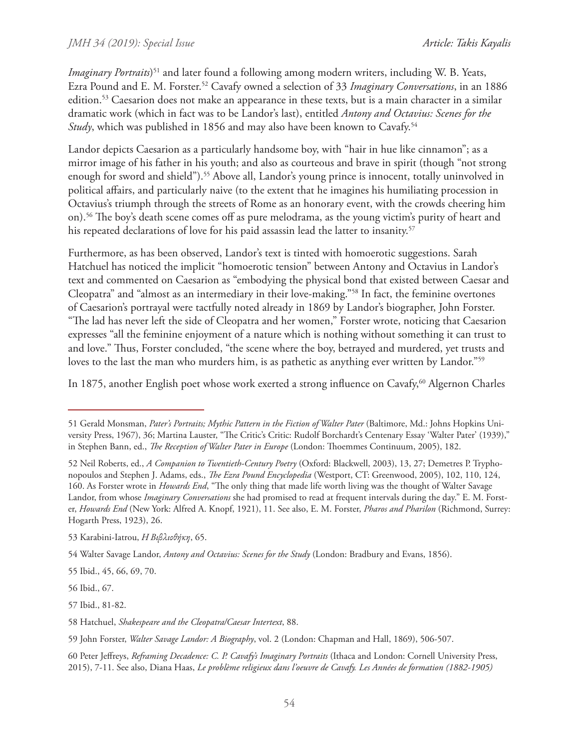*Imaginary Portraits*)[51] and later found a following among modern writers, including W. B. Yeats, Ezra Pound and E. M. Forster.[52] Cavafy owned a selection of 33 *Imaginary Conversations*, in an 1886 edition.[53] Caesarion does not make an appearance in these texts, but is a main character in a similar dramatic work (which in fact was to be Landor's last), entitled *Antony and Octavius: Scenes for the Study*, which was published in 1856 and may also have been known to Cavafy.[54]

Landor depicts Caesarion as a particularly handsome boy, with "hair in hue like cinnamon"; as a mirror image of his father in his youth; and also as courteous and brave in spirit (though "not strong enough for sword and shield").[55] Above all, Landor's young prince is innocent, totally uninvolved in political affairs, and particularly naive (to the extent that he imagines his humiliating procession in Octavius's triumph through the streets of Rome as an honorary event, with the crowds cheering him on).[56] The boy's death scene comes off as pure melodrama, as the young victim's purity of heart and his repeated declarations of love for his paid assassin lead the latter to insanity.[57]

Furthermore, as has been observed, Landor's text is tinted with homoerotic suggestions. Sarah Hatchuel has noticed the implicit "homoerotic tension" between Antony and Octavius in Landor's text and commented on Caesarion as "embodying the physical bond that existed between Caesar and Cleopatra" and "almost as an intermediary in their love-making."[58] In fact, the feminine overtones of Caesarion's portrayal were tactfully noted already in 1869 by Landor's biographer, John Forster. "The lad has never left the side of Cleopatra and her women," Forster wrote, noticing that Caesarion expresses "all the feminine enjoyment of a nature which is nothing without something it can trust to and love." Thus, Forster concluded, "the scene where the boy, betrayed and murdered, yet trusts and loves to the last the man who murders him, is as pathetic as anything ever written by Landor."[59]

In 1875, another English poet whose work exerted a strong influence on Cavafy,[60] Algernon Charles

---

51 Gerald Monsman, *Pater's Portraits; Mythic Pattern in the Fiction of Walter Pater* (Baltimore, Md.: Johns Hopkins University Press, 1967), 36; Martina Lauster, "The Critic's Critic: Rudolf Borchardt's Centenary Essay 'Walter Pater' (1939)," in Stephen Bann, ed., *The Reception of Walter Pater in Europe* (London: Thoemmes Continuum, 2005), 182.

52 Neil Roberts, ed., *A Companion to Twentieth-Century Poetry* (Oxford: Blackwell, 2003), 13, 27; Demetres P. Tryphonopoulos and Stephen J. Adams, eds., *The Ezra Pound Encyclopedia* (Westport, CT: Greenwood, 2005), 102, 110, 124, 160. As Forster wrote in *Howards End*, "The only thing that made life worth living was the thought of Walter Savage Landor, from whose *Imaginary Conversations* she had promised to read at frequent intervals during the day." E. M. Forster, *Howards End* (New York: Alfred A. Knopf, 1921), 11. See also, E. M. Forster, *Pharos and Pharilon* (Richmond, Surrey: Hogarth Press, 1923), 26.

53 Karabini-Iatrou, *Η Βιβλιοθήκη*, 65.

54 Walter Savage Landor, *Antony and Octavius: Scenes for the Study* (London: Bradbury and Evans, 1856).

55 Ibid., 45, 66, 69, 70.

56 Ibid., 67.

57 Ibid., 81-82.

58 Hatchuel, *Shakespeare and the Cleopatra/Caesar Intertext*, 88.

59 John Forster, *Walter Savage Landor: A Biography*, vol. 2 (London: Chapman and Hall, 1869), 506-507.

60 Peter Jeffreys, *Reframing Decadence: C. P. Cavafy's Imaginary Portraits* (Ithaca and London: Cornell University Press, 2015), 7-11. See also, Diana Haas, *Le problème religieux dans l'oeuvre de Cavafy. Les Années de formation (1882-1905)*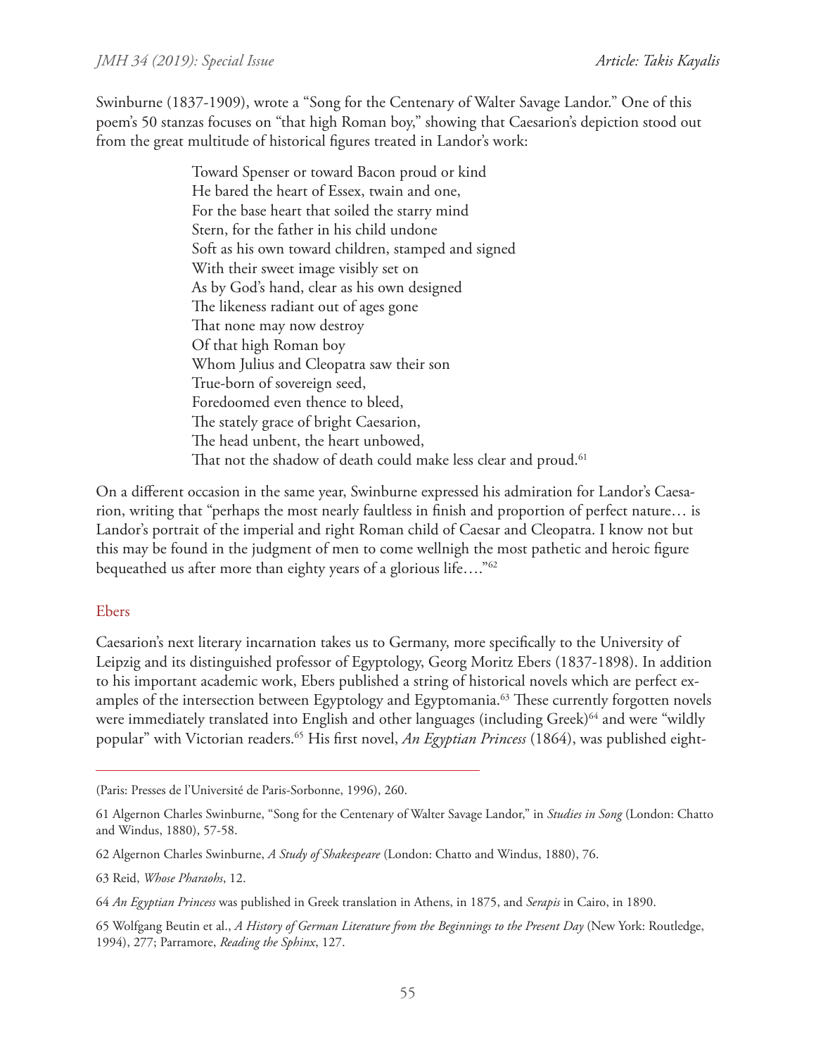Swinburne (1837-1909), wrote a "Song for the Centenary of Walter Savage Landor." One of this poem's 50 stanzas focuses on "that high Roman boy," showing that Caesarion's depiction stood out from the great multitude of historical figures treated in Landor's work:

> Toward Spenser or toward Bacon proud or kind
> He bared the heart of Essex, twain and one,
> For the base heart that soiled the starry mind
> Stern, for the father in his child undone
> Soft as his own toward children, stamped and signed
> With their sweet image visibly set on
> As by God's hand, clear as his own designed
> The likeness radiant out of ages gone
> That none may now destroy
> Of that high Roman boy
> Whom Julius and Cleopatra saw their son
> True-born of sovereign seed,
> Foredoomed even thence to bleed,
> The stately grace of bright Caesarion,
> The head unbent, the heart unbowed,
> That not the shadow of death could make less clear and proud.[61]

On a different occasion in the same year, Swinburne expressed his admiration for Landor's Caesarion, writing that "perhaps the most nearly faultless in finish and proportion of perfect nature… is Landor's portrait of the imperial and right Roman child of Caesar and Cleopatra. I know not but this may be found in the judgment of men to come wellnigh the most pathetic and heroic figure bequeathed us after more than eighty years of a glorious life…."[62]

## Ebers

Caesarion's next literary incarnation takes us to Germany, more specifically to the University of Leipzig and its distinguished professor of Egyptology, Georg Moritz Ebers (1837-1898). In addition to his important academic work, Ebers published a string of historical novels which are perfect examples of the intersection between Egyptology and Egyptomania.[63] These currently forgotten novels were immediately translated into English and other languages (including Greek)[64] and were "wildly popular" with Victorian readers.[65] His first novel, *An Egyptian Princess* (1864), was published eight-

---

(Paris: Presses de l'Université de Paris-Sorbonne, 1996), 260.

61 Algernon Charles Swinburne, "Song for the Centenary of Walter Savage Landor," in *Studies in Song* (London: Chatto and Windus, 1880), 57-58.

62 Algernon Charles Swinburne, *A Study of Shakespeare* (London: Chatto and Windus, 1880), 76.

63 Reid, *Whose Pharaohs*, 12.

64 *An Egyptian Princess* was published in Greek translation in Athens, in 1875, and *Serapis* in Cairo, in 1890.

65 Wolfgang Beutin et al., *A History of German Literature from the Beginnings to the Present Day* (New York: Routledge, 1994), 277; Parramore, *Reading the Sphinx*, 127.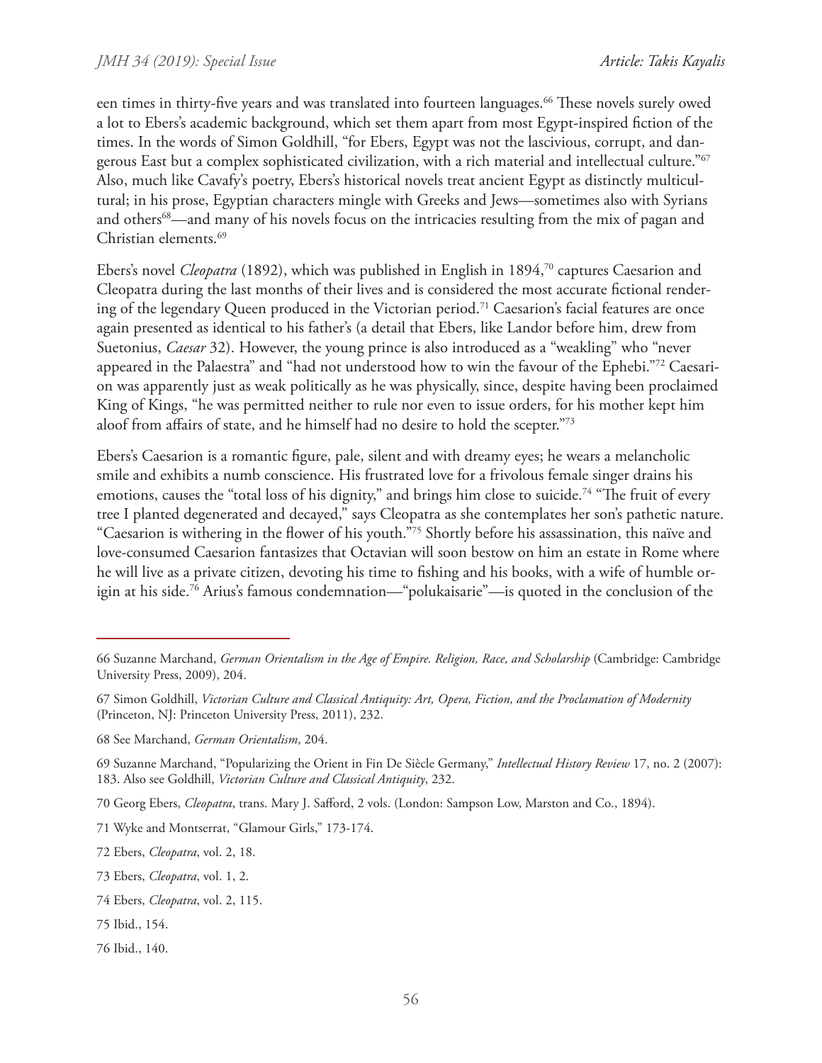een times in thirty-five years and was translated into fourteen languages.[66] These novels surely owed a lot to Ebers's academic background, which set them apart from most Egypt-inspired fiction of the times. In the words of Simon Goldhill, "for Ebers, Egypt was not the lascivious, corrupt, and dangerous East but a complex sophisticated civilization, with a rich material and intellectual culture."[67] Also, much like Cavafy's poetry, Ebers's historical novels treat ancient Egypt as distinctly multicultural; in his prose, Egyptian characters mingle with Greeks and Jews—sometimes also with Syrians and others[68]—and many of his novels focus on the intricacies resulting from the mix of pagan and Christian elements.[69]

Ebers's novel *Cleopatra* (1892), which was published in English in 1894,[70] captures Caesarion and Cleopatra during the last months of their lives and is considered the most accurate fictional rendering of the legendary Queen produced in the Victorian period.[71] Caesarion's facial features are once again presented as identical to his father's (a detail that Ebers, like Landor before him, drew from Suetonius, *Caesar* 32). However, the young prince is also introduced as a "weakling" who "never appeared in the Palaestra" and "had not understood how to win the favour of the Ephebi."[72] Caesarion was apparently just as weak politically as he was physically, since, despite having been proclaimed King of Kings, "he was permitted neither to rule nor even to issue orders, for his mother kept him aloof from affairs of state, and he himself had no desire to hold the scepter."[73]

Ebers's Caesarion is a romantic figure, pale, silent and with dreamy eyes; he wears a melancholic smile and exhibits a numb conscience. His frustrated love for a frivolous female singer drains his emotions, causes the "total loss of his dignity," and brings him close to suicide.[74] "The fruit of every tree I planted degenerated and decayed," says Cleopatra as she contemplates her son's pathetic nature. "Caesarion is withering in the flower of his youth."[75] Shortly before his assassination, this naïve and love-consumed Caesarion fantasizes that Octavian will soon bestow on him an estate in Rome where he will live as a private citizen, devoting his time to fishing and his books, with a wife of humble origin at his side.[76] Arius's famous condemnation—"polukaisarie"—is quoted in the conclusion of the

---

66 Suzanne Marchand, *German Orientalism in the Age of Empire. Religion, Race, and Scholarship* (Cambridge: Cambridge University Press, 2009), 204.

67 Simon Goldhill, *Victorian Culture and Classical Antiquity: Art, Opera, Fiction, and the Proclamation of Modernity* (Princeton, NJ: Princeton University Press, 2011), 232.

68 See Marchand, *German Orientalism*, 204.

69 Suzanne Marchand, "Popularizing the Orient in Fin De Siècle Germany," *Intellectual History Review* 17, no. 2 (2007): 183. Also see Goldhill, *Victorian Culture and Classical Antiquity*, 232.

70 Georg Ebers, *Cleopatra*, trans. Mary J. Safford, 2 vols. (London: Sampson Low, Marston and Co., 1894).

71 Wyke and Montserrat, "Glamour Girls," 173-174.

72 Ebers, *Cleopatra*, vol. 2, 18.

73 Ebers, *Cleopatra*, vol. 1, 2.

74 Ebers, *Cleopatra*, vol. 2, 115.

75 Ibid., 154.

76 Ibid., 140.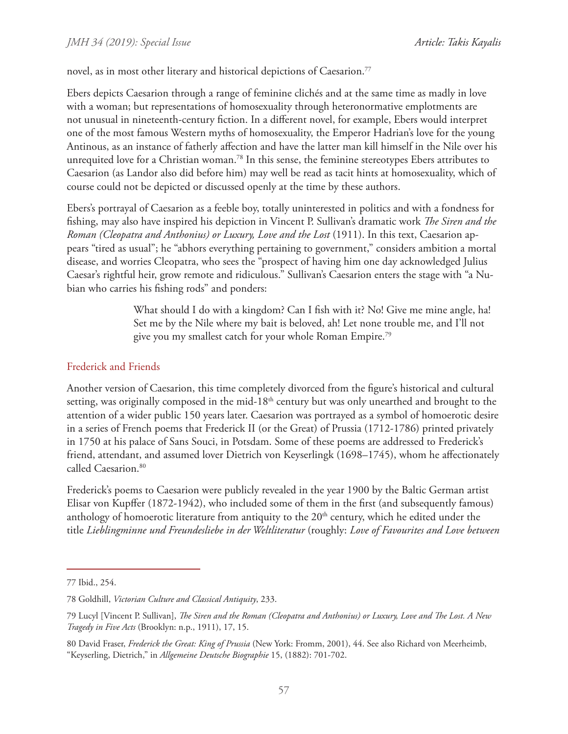novel, as in most other literary and historical depictions of Caesarion.[77]

Ebers depicts Caesarion through a range of feminine clichés and at the same time as madly in love with a woman; but representations of homosexuality through heteronormative emplotments are not unusual in nineteenth-century fiction. In a different novel, for example, Ebers would interpret one of the most famous Western myths of homosexuality, the Emperor Hadrian's love for the young Antinous, as an instance of fatherly affection and have the latter man kill himself in the Nile over his unrequited love for a Christian woman.[78] In this sense, the feminine stereotypes Ebers attributes to Caesarion (as Landor also did before him) may well be read as tacit hints at homosexuality, which of course could not be depicted or discussed openly at the time by these authors.

Ebers's portrayal of Caesarion as a feeble boy, totally uninterested in politics and with a fondness for fishing, may also have inspired his depiction in Vincent P. Sullivan's dramatic work *The Siren and the Roman (Cleopatra and Anthonius) or Luxury, Love and the Lost* (1911). In this text, Caesarion appears "tired as usual"; he "abhors everything pertaining to government," considers ambition a mortal disease, and worries Cleopatra, who sees the "prospect of having him one day acknowledged Julius Caesar's rightful heir, grow remote and ridiculous." Sullivan's Caesarion enters the stage with "a Nubian who carries his fishing rods" and ponders:

> What should I do with a kingdom? Can I fish with it? No! Give me mine angle, ha! Set me by the Nile where my bait is beloved, ah! Let none trouble me, and I'll not give you my smallest catch for your whole Roman Empire.[79]

## Frederick and Friends

Another version of Caesarion, this time completely divorced from the figure's historical and cultural setting, was originally composed in the mid-18th century but was only unearthed and brought to the attention of a wider public 150 years later. Caesarion was portrayed as a symbol of homoerotic desire in a series of French poems that Frederick II (or the Great) of Prussia (1712-1786) printed privately in 1750 at his palace of Sans Souci, in Potsdam. Some of these poems are addressed to Frederick's friend, attendant, and assumed lover Dietrich von Keyserlingk (1698–1745), whom he affectionately called Caesarion.[80]

Frederick's poems to Caesarion were publicly revealed in the year 1900 by the Baltic German artist Elisar von Kupffer (1872-1942), who included some of them in the first (and subsequently famous) anthology of homoerotic literature from antiquity to the 20th century, which he edited under the title *Lieblingminne und Freundesliebe in der Weltliteratur* (roughly: *Love of Favourites and Love between*

---

77 Ibid., 254.

78 Goldhill, *Victorian Culture and Classical Antiquity*, 233.

79 Lucyl [Vincent P. Sullivan], *The Siren and the Roman (Cleopatra and Anthonius) or Luxury, Love and The Lost. A New Tragedy in Five Acts* (Brooklyn: n.p., 1911), 17, 15.

80 David Fraser, *Frederick the Great: King of Prussia* (New York: Fromm, 2001), 44. See also Richard von Meerheimb, "Keyserling, Dietrich," in *Allgemeine Deutsche Biographie* 15, (1882): 701-702.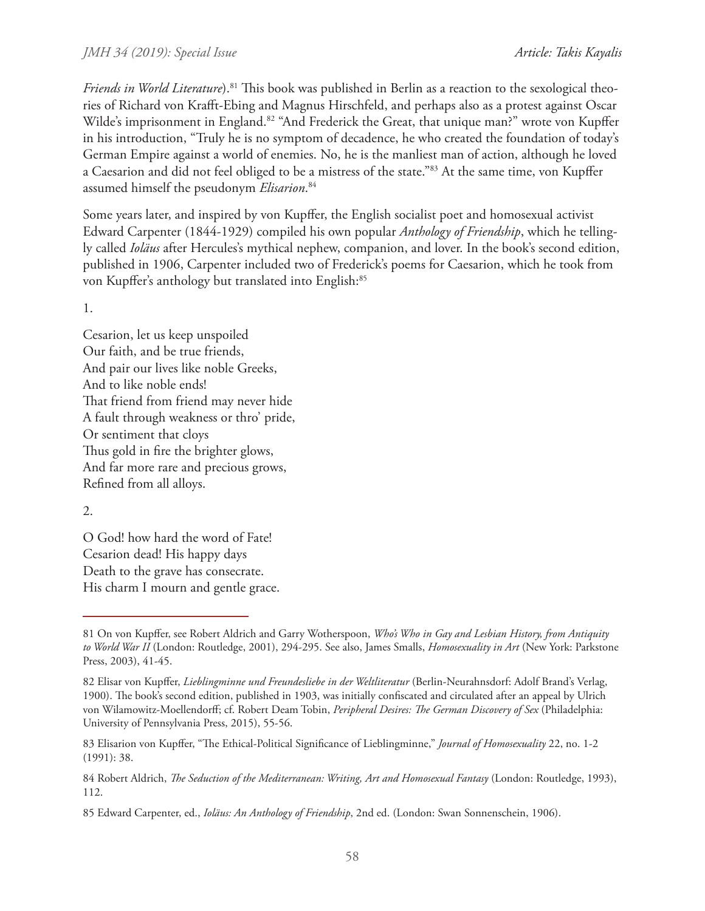*Friends in World Literature*).[81] This book was published in Berlin as a reaction to the sexological theories of Richard von Krafft-Ebing and Magnus Hirschfeld, and perhaps also as a protest against Oscar Wilde's imprisonment in England.[82] "And Frederick the Great, that unique man?" wrote von Kupffer in his introduction, "Truly he is no symptom of decadence, he who created the foundation of today's German Empire against a world of enemies. No, he is the manliest man of action, although he loved a Caesarion and did not feel obliged to be a mistress of the state."[83] At the same time, von Kupffer assumed himself the pseudonym *Elisarion*.[84]

Some years later, and inspired by von Kupffer, the English socialist poet and homosexual activist Edward Carpenter (1844-1929) compiled his own popular *Anthology of Friendship*, which he tellingly called *Ioläus* after Hercules's mythical nephew, companion, and lover. In the book's second edition, published in 1906, Carpenter included two of Frederick's poems for Caesarion, which he took from von Kupffer's anthology but translated into English:[85]

1.

Cesarion, let us keep unspoiled  
Our faith, and be true friends,  
And pair our lives like noble Greeks,  
And to like noble ends!  
That friend from friend may never hide  
A fault through weakness or thro' pride,  
Or sentiment that cloys  
Thus gold in fire the brighter glows,  
And far more rare and precious grows,  
Refined from all alloys.

2.

O God! how hard the word of Fate!  
Cesarion dead! His happy days  
Death to the grave has consecrate.  
His charm I mourn and gentle grace.

---

81 On von Kupffer, see Robert Aldrich and Garry Wotherspoon, *Who's Who in Gay and Lesbian History, from Antiquity to World War II* (London: Routledge, 2001), 294-295. See also, James Smalls, *Homosexuality in Art* (New York: Parkstone Press, 2003), 41-45.

82 Elisar von Kupffer, *Lieblingminne und Freundesliebe in der Weltliteratur* (Berlin-Neurahnsdorf: Adolf Brand's Verlag, 1900). The book's second edition, published in 1903, was initially confiscated and circulated after an appeal by Ulrich von Wilamowitz-Moellendorff; cf. Robert Deam Tobin, *Peripheral Desires: The German Discovery of Sex* (Philadelphia: University of Pennsylvania Press, 2015), 55-56.

83 Elisarion von Kupffer, "The Ethical-Political Significance of Lieblingminne," *Journal of Homosexuality* 22, no. 1-2 (1991): 38.

84 Robert Aldrich, *The Seduction of the Mediterranean: Writing, Art and Homosexual Fantasy* (London: Routledge, 1993), 112.

85 Edward Carpenter, ed., *Ioläus: An Anthology of Friendship*, 2nd ed. (London: Swan Sonnenschein, 1906).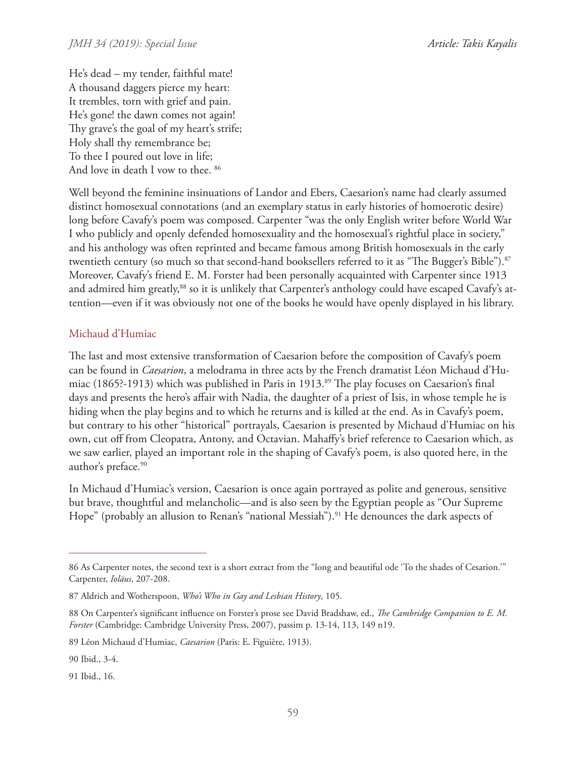He's dead – my tender, faithful mate!  
A thousand daggers pierce my heart:  
It trembles, torn with grief and pain.  
He's gone! the dawn comes not again!  
Thy grave's the goal of my heart's strife;  
Holy shall thy remembrance be;  
To thee I poured out love in life;  
And love in death I vow to thee. [86]

Well beyond the feminine insinuations of Landor and Ebers, Caesarion's name had clearly assumed distinct homosexual connotations (and an exemplary status in early histories of homoerotic desire) long before Cavafy's poem was composed. Carpenter "was the only English writer before World War I who publicly and openly defended homosexuality and the homosexual's rightful place in society," and his anthology was often reprinted and became famous among British homosexuals in the early twentieth century (so much so that second-hand booksellers referred to it as "The Bugger's Bible").[87] Moreover, Cavafy's friend E. M. Forster had been personally acquainted with Carpenter since 1913 and admired him greatly,[88] so it is unlikely that Carpenter's anthology could have escaped Cavafy's attention—even if it was obviously not one of the books he would have openly displayed in his library.

## Michaud d'Humiac

The last and most extensive transformation of Caesarion before the composition of Cavafy's poem can be found in *Caesarion*, a melodrama in three acts by the French dramatist Léon Michaud d'Humiac (1865?-1913) which was published in Paris in 1913.[89] The play focuses on Caesarion's final days and presents the hero's affair with Nadia, the daughter of a priest of Isis, in whose temple he is hiding when the play begins and to which he returns and is killed at the end. As in Cavafy's poem, but contrary to his other "historical" portrayals, Caesarion is presented by Michaud d'Humiac on his own, cut off from Cleopatra, Antony, and Octavian. Mahaffy's brief reference to Caesarion which, as we saw earlier, played an important role in the shaping of Cavafy's poem, is also quoted here, in the author's preface.[90]

In Michaud d'Humiac's version, Caesarion is once again portrayed as polite and generous, sensitive but brave, thoughtful and melancholic—and is also seen by the Egyptian people as "Our Supreme Hope" (probably an allusion to Renan's "national Messiah").[91] He denounces the dark aspects of

---

86 As Carpenter notes, the second text is a short extract from the "long and beautiful ode 'To the shades of Cesarion.'" Carpenter, *Ioläus*, 207-208.

87 Aldrich and Wotherspoon, *Who's Who in Gay and Lesbian History*, 105.

88 On Carpenter's significant influence on Forster's prose see David Bradshaw, ed., *The Cambridge Companion to E. M. Forster* (Cambridge: Cambridge University Press, 2007), passim p. 13-14, 113, 149 n19.

89 Léon Michaud d'Humiac, *Caesarion* (Paris: E. Figuière, 1913).

90 Ibid., 3-4.

91 Ibid., 16.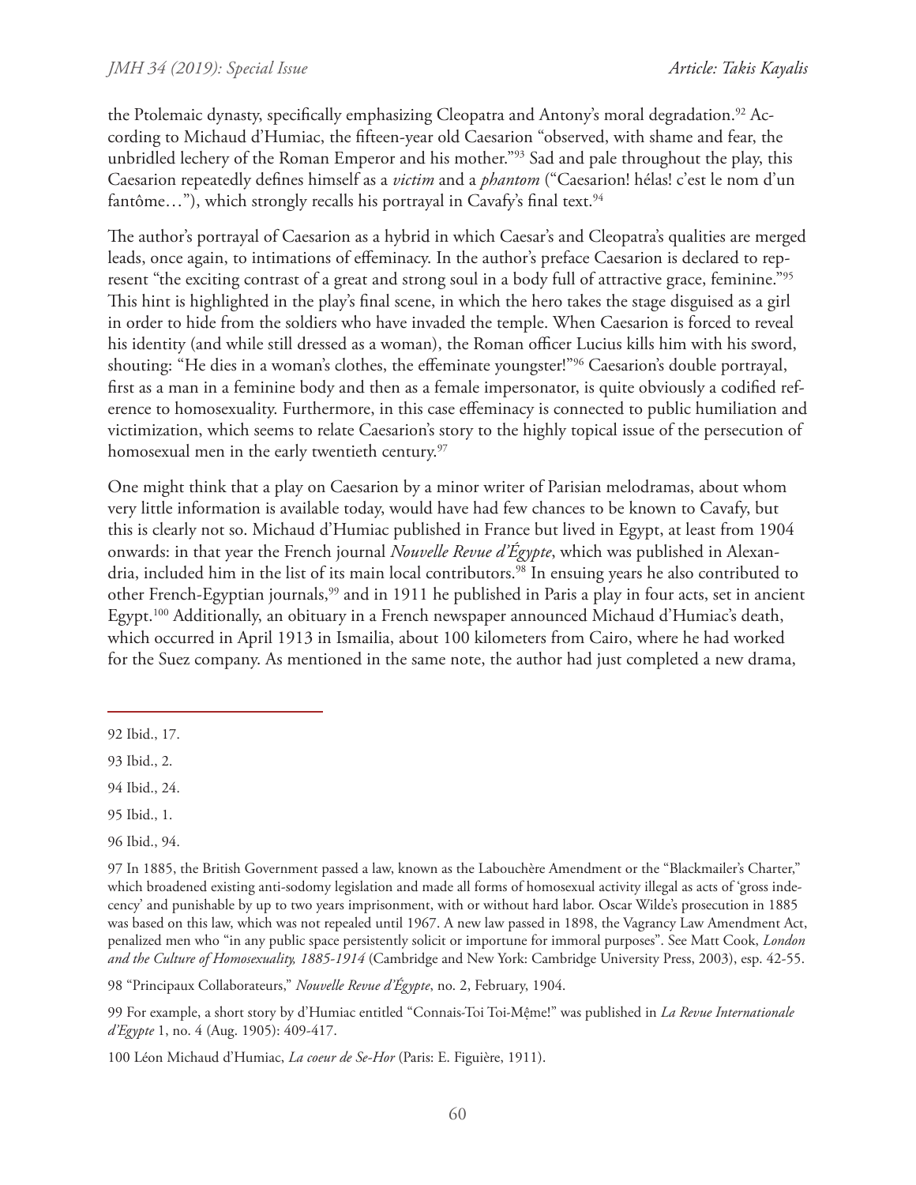the Ptolemaic dynasty, specifically emphasizing Cleopatra and Antony's moral degradation.[92] According to Michaud d'Humiac, the fifteen-year old Caesarion "observed, with shame and fear, the unbridled lechery of the Roman Emperor and his mother."[93] Sad and pale throughout the play, this Caesarion repeatedly defines himself as a *victim* and a *phantom* ("Caesarion! hélas! c'est le nom d'un fantôme…"), which strongly recalls his portrayal in Cavafy's final text.[94]

The author's portrayal of Caesarion as a hybrid in which Caesar's and Cleopatra's qualities are merged leads, once again, to intimations of effeminacy. In the author's preface Caesarion is declared to represent "the exciting contrast of a great and strong soul in a body full of attractive grace, feminine."[95] This hint is highlighted in the play's final scene, in which the hero takes the stage disguised as a girl in order to hide from the soldiers who have invaded the temple. When Caesarion is forced to reveal his identity (and while still dressed as a woman), the Roman officer Lucius kills him with his sword, shouting: "He dies in a woman's clothes, the effeminate youngster!"[96] Caesarion's double portrayal, first as a man in a feminine body and then as a female impersonator, is quite obviously a codified reference to homosexuality. Furthermore, in this case effeminacy is connected to public humiliation and victimization, which seems to relate Caesarion's story to the highly topical issue of the persecution of homosexual men in the early twentieth century.[97]

One might think that a play on Caesarion by a minor writer of Parisian melodramas, about whom very little information is available today, would have had few chances to be known to Cavafy, but this is clearly not so. Michaud d'Humiac published in France but lived in Egypt, at least from 1904 onwards: in that year the French journal *Nouvelle Revue d'Égypte*, which was published in Alexandria, included him in the list of its main local contributors.[98] In ensuing years he also contributed to other French-Egyptian journals,[99] and in 1911 he published in Paris a play in four acts, set in ancient Egypt.[100] Additionally, an obituary in a French newspaper announced Michaud d'Humiac's death, which occurred in April 1913 in Ismailia, about 100 kilometers from Cairo, where he had worked for the Suez company. As mentioned in the same note, the author had just completed a new drama,

---

92 Ibid., 17.

93 Ibid., 2.

94 Ibid., 24.

95 Ibid., 1.

96 Ibid., 94.

97 In 1885, the British Government passed a law, known as the Labouchère Amendment or the "Blackmailer's Charter," which broadened existing anti-sodomy legislation and made all forms of homosexual activity illegal as acts of 'gross indecency' and punishable by up to two years imprisonment, with or without hard labor. Oscar Wilde's prosecution in 1885 was based on this law, which was not repealed until 1967. A new law passed in 1898, the Vagrancy Law Amendment Act, penalized men who "in any public space persistently solicit or importune for immoral purposes". See Matt Cook, *London and the Culture of Homosexuality, 1885-1914* (Cambridge and New York: Cambridge University Press, 2003), esp. 42-55.

98 "Principaux Collaborateurs," *Nouvelle Revue d'Égypte*, no. 2, February, 1904.

99 For example, a short story by d'Humiac entitled "Connais-Toi Toi-Mệme!" was published in *La Revue Internationale d'Egypte* 1, no. 4 (Aug. 1905): 409-417.

100 Léon Michaud d'Humiac, *La coeur de Se-Hor* (Paris: E. Figuière, 1911).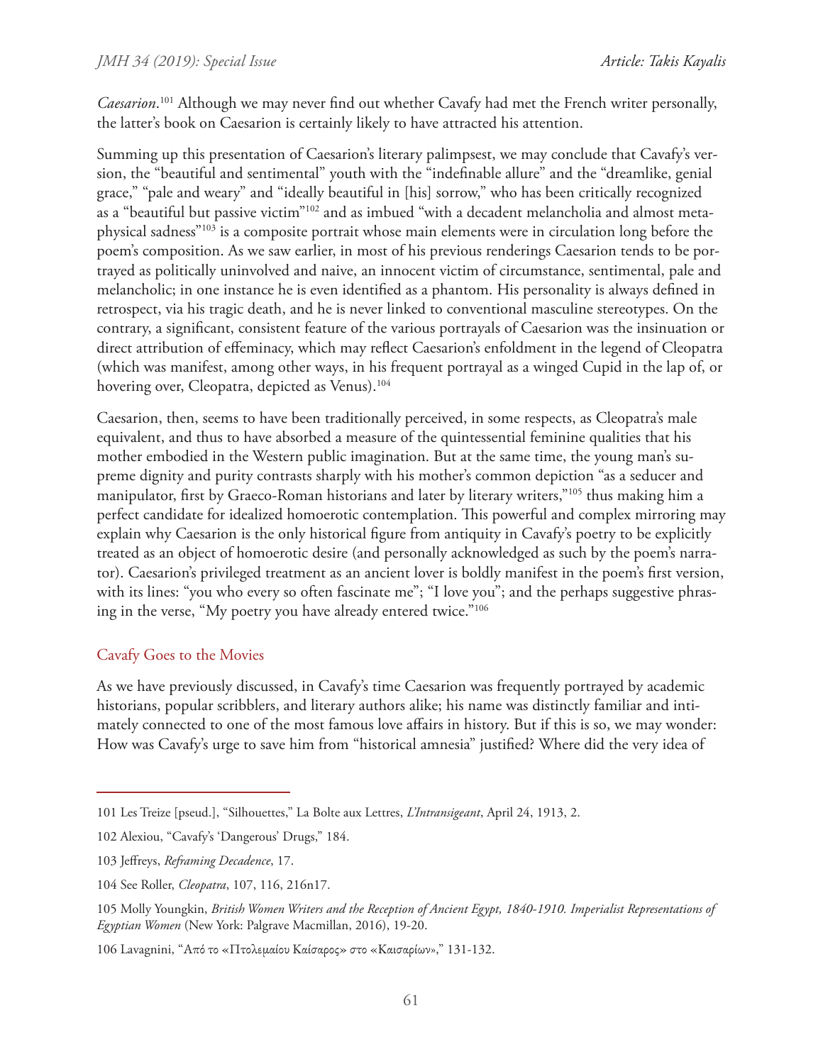*Caesarion*.[101] Although we may never find out whether Cavafy had met the French writer personally, the latter's book on Caesarion is certainly likely to have attracted his attention.

Summing up this presentation of Caesarion's literary palimpsest, we may conclude that Cavafy's version, the "beautiful and sentimental" youth with the "indefinable allure" and the "dreamlike, genial grace," "pale and weary" and "ideally beautiful in [his] sorrow," who has been critically recognized as a "beautiful but passive victim"[102] and as imbued "with a decadent melancholia and almost metaphysical sadness"[103] is a composite portrait whose main elements were in circulation long before the poem's composition. As we saw earlier, in most of his previous renderings Caesarion tends to be portrayed as politically uninvolved and naive, an innocent victim of circumstance, sentimental, pale and melancholic; in one instance he is even identified as a phantom. His personality is always defined in retrospect, via his tragic death, and he is never linked to conventional masculine stereotypes. On the contrary, a significant, consistent feature of the various portrayals of Caesarion was the insinuation or direct attribution of effeminacy, which may reflect Caesarion's enfoldment in the legend of Cleopatra (which was manifest, among other ways, in his frequent portrayal as a winged Cupid in the lap of, or hovering over, Cleopatra, depicted as Venus).[104]

Caesarion, then, seems to have been traditionally perceived, in some respects, as Cleopatra's male equivalent, and thus to have absorbed a measure of the quintessential feminine qualities that his mother embodied in the Western public imagination. But at the same time, the young man's supreme dignity and purity contrasts sharply with his mother's common depiction "as a seducer and manipulator, first by Graeco-Roman historians and later by literary writers,"[105] thus making him a perfect candidate for idealized homoerotic contemplation. This powerful and complex mirroring may explain why Caesarion is the only historical figure from antiquity in Cavafy's poetry to be explicitly treated as an object of homoerotic desire (and personally acknowledged as such by the poem's narrator). Caesarion's privileged treatment as an ancient lover is boldly manifest in the poem's first version, with its lines: "you who every so often fascinate me"; "I love you"; and the perhaps suggestive phrasing in the verse, "My poetry you have already entered twice."[106]

## Cavafy Goes to the Movies

As we have previously discussed, in Cavafy's time Caesarion was frequently portrayed by academic historians, popular scribblers, and literary authors alike; his name was distinctly familiar and intimately connected to one of the most famous love affairs in history. But if this is so, we may wonder: How was Cavafy's urge to save him from "historical amnesia" justified? Where did the very idea of

---

101 Les Treize [pseud.], "Silhouettes," La Bolte aux Lettres, *L'Intransigeant*, April 24, 1913, 2.

102 Alexiou, "Cavafy's 'Dangerous' Drugs," 184.

103 Jeffreys, *Reframing Decadence*, 17.

104 See Roller, *Cleopatra*, 107, 116, 216n17.

105 Molly Youngkin, *British Women Writers and the Reception of Ancient Egypt, 1840-1910. Imperialist Representations of Egyptian Women* (New York: Palgrave Macmillan, 2016), 19-20.

106 Lavagnini, "Από το «Πτολεμαίου Καίσαρος» στο «Καισαρίων»," 131-132.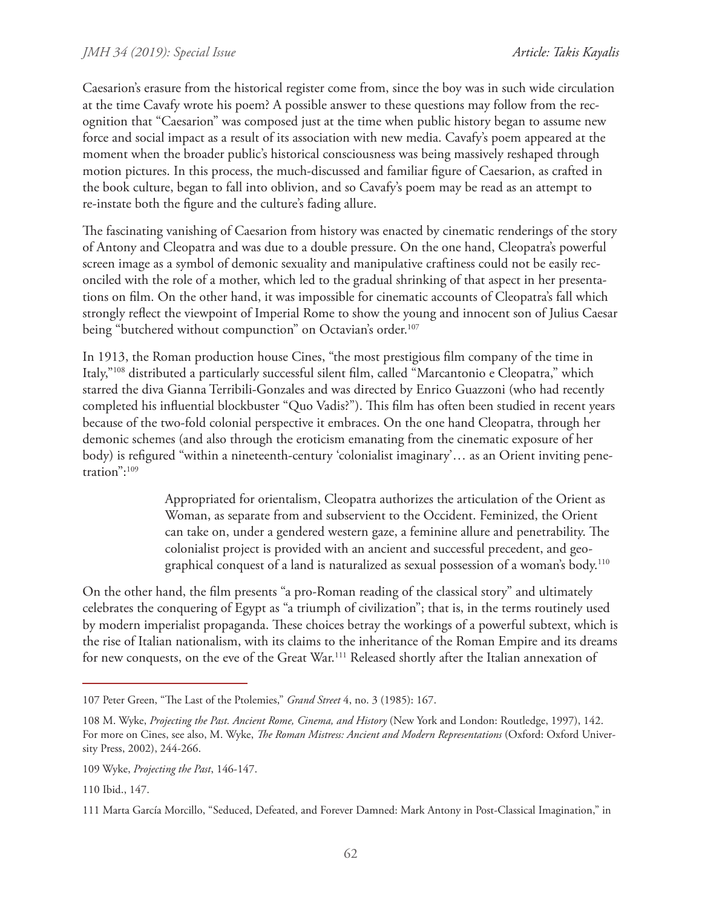Caesarion's erasure from the historical register come from, since the boy was in such wide circulation at the time Cavafy wrote his poem? A possible answer to these questions may follow from the recognition that "Caesarion" was composed just at the time when public history began to assume new force and social impact as a result of its association with new media. Cavafy's poem appeared at the moment when the broader public's historical consciousness was being massively reshaped through motion pictures. In this process, the much-discussed and familiar figure of Caesarion, as crafted in the book culture, began to fall into oblivion, and so Cavafy's poem may be read as an attempt to re-instate both the figure and the culture's fading allure.

The fascinating vanishing of Caesarion from history was enacted by cinematic renderings of the story of Antony and Cleopatra and was due to a double pressure. On the one hand, Cleopatra's powerful screen image as a symbol of demonic sexuality and manipulative craftiness could not be easily reconciled with the role of a mother, which led to the gradual shrinking of that aspect in her presentations on film. On the other hand, it was impossible for cinematic accounts of Cleopatra's fall which strongly reflect the viewpoint of Imperial Rome to show the young and innocent son of Julius Caesar being "butchered without compunction" on Octavian's order.[107]

In 1913, the Roman production house Cines, "the most prestigious film company of the time in Italy,"[108] distributed a particularly successful silent film, called "Marcantonio e Cleopatra," which starred the diva Gianna Terribili-Gonzales and was directed by Enrico Guazzoni (who had recently completed his influential blockbuster "Quo Vadis?"). This film has often been studied in recent years because of the two-fold colonial perspective it embraces. On the one hand Cleopatra, through her demonic schemes (and also through the eroticism emanating from the cinematic exposure of her body) is refigured "within a nineteenth-century 'colonialist imaginary'… as an Orient inviting penetration":[109]

> Appropriated for orientalism, Cleopatra authorizes the articulation of the Orient as Woman, as separate from and subservient to the Occident. Feminized, the Orient can take on, under a gendered western gaze, a feminine allure and penetrability. The colonialist project is provided with an ancient and successful precedent, and geographical conquest of a land is naturalized as sexual possession of a woman's body.[110]

On the other hand, the film presents "a pro-Roman reading of the classical story" and ultimately celebrates the conquering of Egypt as "a triumph of civilization"; that is, in the terms routinely used by modern imperialist propaganda. These choices betray the workings of a powerful subtext, which is the rise of Italian nationalism, with its claims to the inheritance of the Roman Empire and its dreams for new conquests, on the eve of the Great War.[111] Released shortly after the Italian annexation of

---

107 Peter Green, "The Last of the Ptolemies," *Grand Street* 4, no. 3 (1985): 167.

108 M. Wyke, *Projecting the Past. Ancient Rome, Cinema, and History* (New York and London: Routledge, 1997), 142. For more on Cines, see also, M. Wyke, *The Roman Mistress: Ancient and Modern Representations* (Oxford: Oxford University Press, 2002), 244-266.

109 Wyke, *Projecting the Past*, 146-147.

110 Ibid., 147.

111 Marta García Morcillo, "Seduced, Defeated, and Forever Damned: Mark Antony in Post-Classical Imagination," in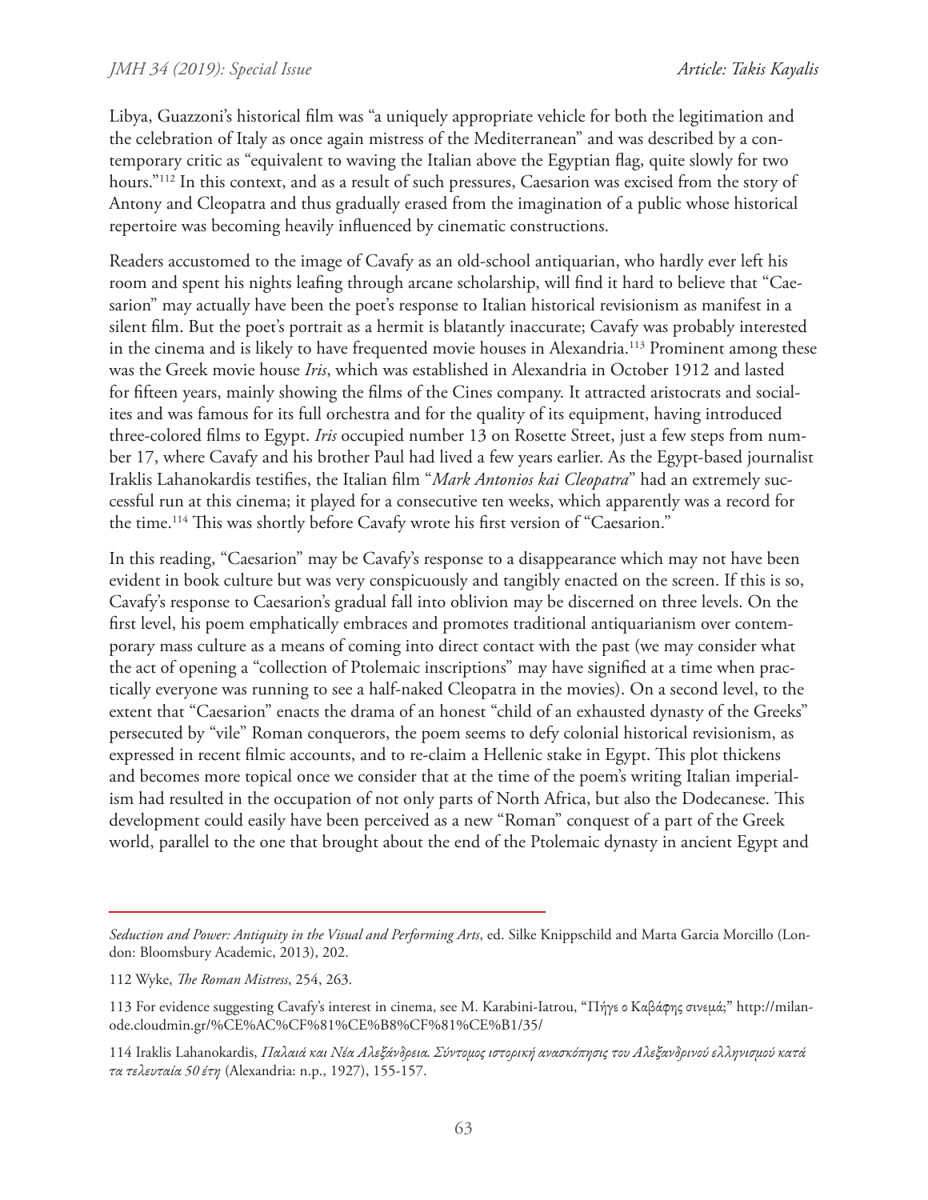Libya, Guazzoni's historical film was "a uniquely appropriate vehicle for both the legitimation and the celebration of Italy as once again mistress of the Mediterranean" and was described by a contemporary critic as "equivalent to waving the Italian above the Egyptian flag, quite slowly for two hours."[112] In this context, and as a result of such pressures, Caesarion was excised from the story of Antony and Cleopatra and thus gradually erased from the imagination of a public whose historical repertoire was becoming heavily influenced by cinematic constructions.

Readers accustomed to the image of Cavafy as an old-school antiquarian, who hardly ever left his room and spent his nights leafing through arcane scholarship, will find it hard to believe that "Caesarion" may actually have been the poet's response to Italian historical revisionism as manifest in a silent film. But the poet's portrait as a hermit is blatantly inaccurate; Cavafy was probably interested in the cinema and is likely to have frequented movie houses in Alexandria.[113] Prominent among these was the Greek movie house *Iris*, which was established in Alexandria in October 1912 and lasted for fifteen years, mainly showing the films of the Cines company. It attracted aristocrats and socialites and was famous for its full orchestra and for the quality of its equipment, having introduced three-colored films to Egypt. *Iris* occupied number 13 on Rosette Street, just a few steps from number 17, where Cavafy and his brother Paul had lived a few years earlier. As the Egypt-based journalist Iraklis Lahanokardis testifies, the Italian film "*Mark Antonios kai Cleopatra*" had an extremely successful run at this cinema; it played for a consecutive ten weeks, which apparently was a record for the time.[114] This was shortly before Cavafy wrote his first version of "Caesarion."

In this reading, "Caesarion" may be Cavafy's response to a disappearance which may not have been evident in book culture but was very conspicuously and tangibly enacted on the screen. If this is so, Cavafy's response to Caesarion's gradual fall into oblivion may be discerned on three levels. On the first level, his poem emphatically embraces and promotes traditional antiquarianism over contemporary mass culture as a means of coming into direct contact with the past (we may consider what the act of opening a "collection of Ptolemaic inscriptions" may have signified at a time when practically everyone was running to see a half-naked Cleopatra in the movies). On a second level, to the extent that "Caesarion" enacts the drama of an honest "child of an exhausted dynasty of the Greeks" persecuted by "vile" Roman conquerors, the poem seems to defy colonial historical revisionism, as expressed in recent filmic accounts, and to re-claim a Hellenic stake in Egypt. This plot thickens and becomes more topical once we consider that at the time of the poem's writing Italian imperialism had resulted in the occupation of not only parts of North Africa, but also the Dodecanese. This development could easily have been perceived as a new "Roman" conquest of a part of the Greek world, parallel to the one that brought about the end of the Ptolemaic dynasty in ancient Egypt and

---

*Seduction and Power: Antiquity in the Visual and Performing Arts*, ed. Silke Knippschild and Marta Garcia Morcillo (London: Bloomsbury Academic, 2013), 202.

112 Wyke, *The Roman Mistress*, 254, 263.

113 For evidence suggesting Cavafy's interest in cinema, see M. Karabini-Iatrou, "Πήγε ο Καβάφης σινεμά;" http://milanode.cloudmin.gr/%CE%AC%CF%81%CE%B8%CF%81%CE%B1/35/

114 Iraklis Lahanokardis, *Παλαιά και Νέα Αλεξάνδρεια. Σύντομος ιστορική ανασκόπησις του Αλεξανδρινού ελληνισμού κατά τα τελευταία 50 έτη* (Alexandria: n.p., 1927), 155-157.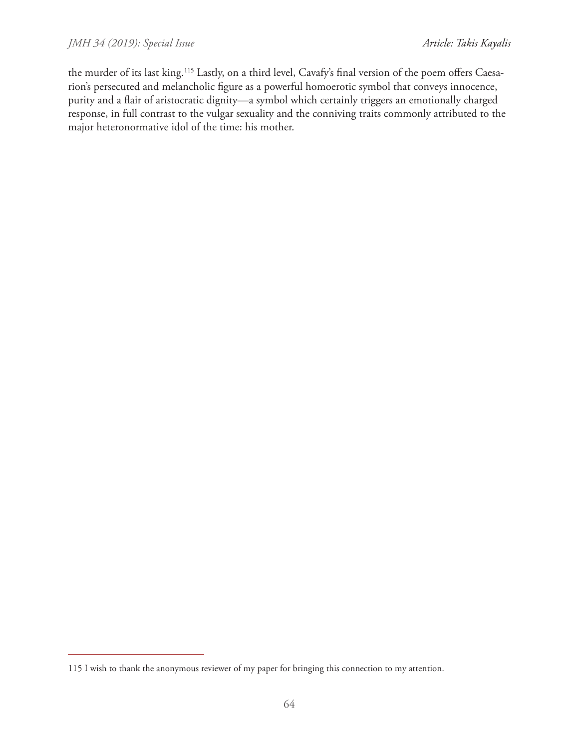the murder of its last king.[115] Lastly, on a third level, Cavafy's final version of the poem offers Caesarion's persecuted and melancholic figure as a powerful homoerotic symbol that conveys innocence, purity and a flair of aristocratic dignity—a symbol which certainly triggers an emotionally charged response, in full contrast to the vulgar sexuality and the conniving traits commonly attributed to the major heteronormative idol of the time: his mother.

---

115 I wish to thank the anonymous reviewer of my paper for bringing this connection to my attention.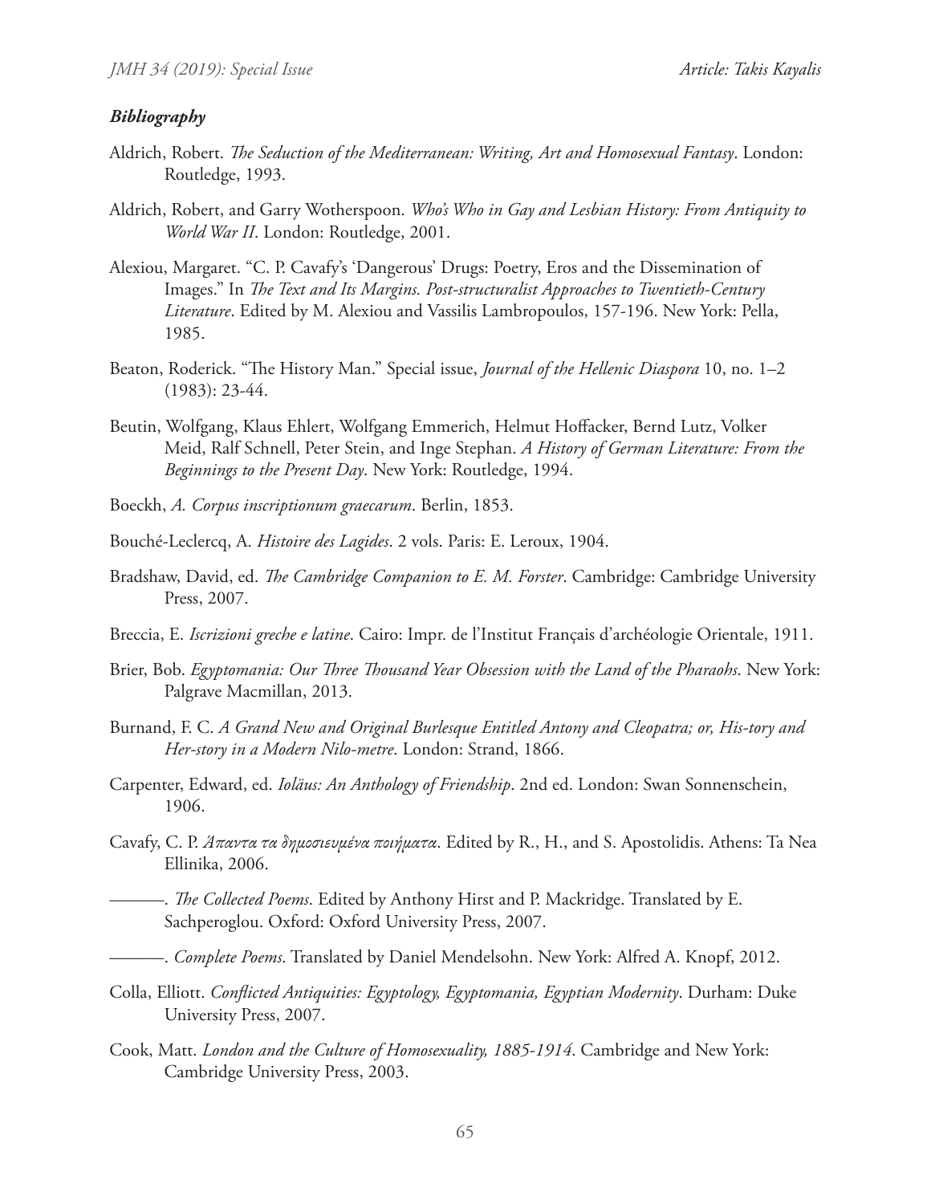### *Bibliography*

Aldrich, Robert. *The Seduction of the Mediterranean: Writing, Art and Homosexual Fantasy*. London: Routledge, 1993.

Aldrich, Robert, and Garry Wotherspoon. *Who's Who in Gay and Lesbian History: From Antiquity to World War II*. London: Routledge, 2001.

Alexiou, Margaret. "C. P. Cavafy's 'Dangerous' Drugs: Poetry, Eros and the Dissemination of Images." In *The Text and Its Margins. Post-structuralist Approaches to Twentieth-Century Literature*. Edited by M. Alexiou and Vassilis Lambropoulos, 157-196. New York: Pella, 1985.

Beaton, Roderick. "The History Man." Special issue, *Journal of the Hellenic Diaspora* 10, no. 1–2 (1983): 23-44.

Beutin, Wolfgang, Klaus Ehlert, Wolfgang Emmerich, Helmut Hoffacker, Bernd Lutz, Volker Meid, Ralf Schnell, Peter Stein, and Inge Stephan. *A History of German Literature: From the Beginnings to the Present Day*. New York: Routledge, 1994.

Boeckh, *A. Corpus inscriptionum graecarum*. Berlin, 1853.

Bouché-Leclercq, A. *Histoire des Lagides*. 2 vols. Paris: E. Leroux, 1904.

Bradshaw, David, ed. *The Cambridge Companion to E. M. Forster*. Cambridge: Cambridge University Press, 2007.

Breccia, E. *Iscrizioni greche e latine*. Cairo: Impr. de l'Institut Français d'archéologie Orientale, 1911.

Brier, Bob. *Egyptomania: Our Three Thousand Year Obsession with the Land of the Pharaohs*. New York: Palgrave Macmillan, 2013.

Burnand, F. C. *A Grand New and Original Burlesque Entitled Antony and Cleopatra; or, His-tory and Her-story in a Modern Nilo-metre*. London: Strand, 1866.

Carpenter, Edward, ed. *Ioläus: An Anthology of Friendship*. 2nd ed. London: Swan Sonnenschein, 1906.

Cavafy, C. P. *Άπαντα τα δημοσιευμένα ποιήματα*. Edited by R., H., and S. Apostolidis. Athens: Ta Nea Ellinika, 2006.

———. *The Collected Poems*. Edited by Anthony Hirst and P. Mackridge. Translated by E. Sachperoglou. Oxford: Oxford University Press, 2007.

———. *Complete Poems*. Translated by Daniel Mendelsohn. New York: Alfred A. Knopf, 2012.

Colla, Elliott. *Conflicted Antiquities: Egyptology, Egyptomania, Egyptian Modernity*. Durham: Duke University Press, 2007.

Cook, Matt. *London and the Culture of Homosexuality, 1885-1914*. Cambridge and New York: Cambridge University Press, 2003.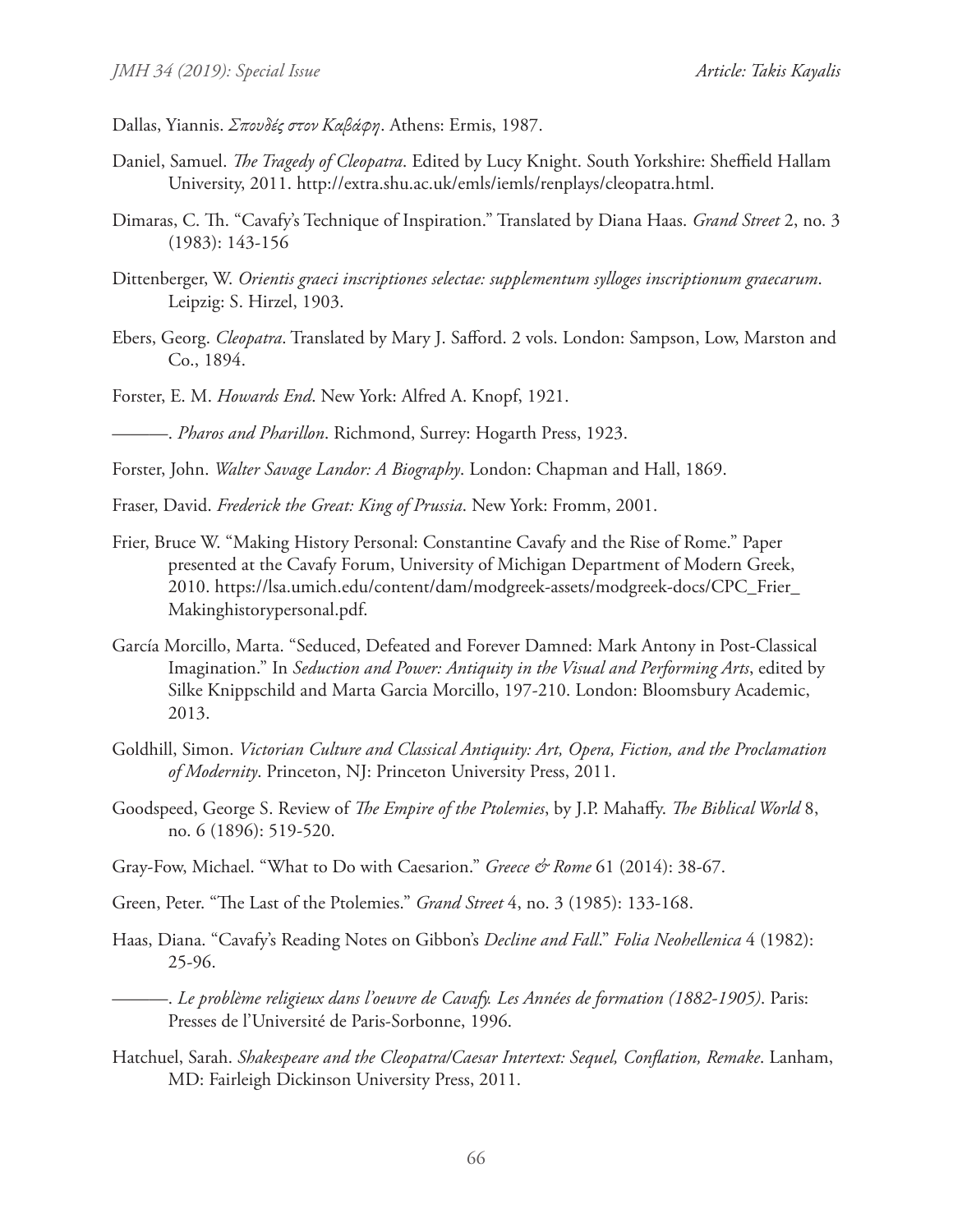Dallas, Yiannis. *Σπουδές στον Καβάφη*. Athens: Ermis, 1987.

Daniel, Samuel. *The Tragedy of Cleopatra*. Edited by Lucy Knight. South Yorkshire: Sheffield Hallam University, 2011. http://extra.shu.ac.uk/emls/iemls/renplays/cleopatra.html.

Dimaras, C. Th. "Cavafy's Technique of Inspiration." Translated by Diana Haas. *Grand Street* 2, no. 3 (1983): 143-156

Dittenberger, W. *Orientis graeci inscriptiones selectae: supplementum sylloges inscriptionum graecarum*. Leipzig: S. Hirzel, 1903.

Ebers, Georg. *Cleopatra*. Translated by Mary J. Safford. 2 vols. London: Sampson, Low, Marston and Co., 1894.

Forster, E. M. *Howards End*. New York: Alfred A. Knopf, 1921.

———. *Pharos and Pharillon*. Richmond, Surrey: Hogarth Press, 1923.

Forster, John. *Walter Savage Landor: A Biography*. London: Chapman and Hall, 1869.

Fraser, David. *Frederick the Great: King of Prussia*. New York: Fromm, 2001.

Frier, Bruce W. "Making History Personal: Constantine Cavafy and the Rise of Rome." Paper presented at the Cavafy Forum, University of Michigan Department of Modern Greek, 2010. https://lsa.umich.edu/content/dam/modgreek-assets/modgreek-docs/CPC_Frier_Makinghistorypersonal.pdf.

García Morcillo, Marta. "Seduced, Defeated and Forever Damned: Mark Antony in Post-Classical Imagination." In *Seduction and Power: Antiquity in the Visual and Performing Arts*, edited by Silke Knippschild and Marta Garcia Morcillo, 197-210. London: Bloomsbury Academic, 2013.

Goldhill, Simon. *Victorian Culture and Classical Antiquity: Art, Opera, Fiction, and the Proclamation of Modernity*. Princeton, NJ: Princeton University Press, 2011.

Goodspeed, George S. Review of *The Empire of the Ptolemies*, by J.P. Mahaffy. *The Biblical World* 8, no. 6 (1896): 519-520.

Gray-Fow, Michael. "What to Do with Caesarion." *Greece & Rome* 61 (2014): 38-67.

Green, Peter. "The Last of the Ptolemies." *Grand Street* 4, no. 3 (1985): 133-168.

Haas, Diana. "Cavafy's Reading Notes on Gibbon's *Decline and Fall*." *Folia Neohellenica* 4 (1982): 25-96.

———. *Le problème religieux dans l'oeuvre de Cavafy. Les Années de formation (1882-1905)*. Paris: Presses de l'Université de Paris-Sorbonne, 1996.

Hatchuel, Sarah. *Shakespeare and the Cleopatra/Caesar Intertext: Sequel, Conflation, Remake*. Lanham, MD: Fairleigh Dickinson University Press, 2011.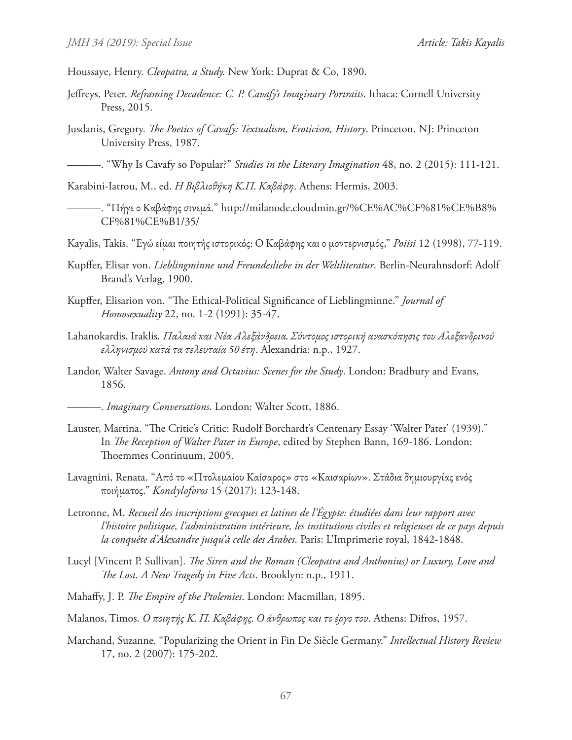Houssaye, Henry. *Cleopatra, a Study.* New York: Duprat & Co, 1890.

Jeffreys, Peter. *Reframing Decadence: C. P. Cavafy's Imaginary Portraits*. Ithaca: Cornell University Press, 2015.

Jusdanis, Gregory. *The Poetics of Cavafy: Textualism, Eroticism, History*. Princeton, NJ: Princeton University Press, 1987.

———. "Why Is Cavafy so Popular?" *Studies in the Literary Imagination* 48, no. 2 (2015): 111-121.

Karabini-Iatrou, M., ed. *Η Βιβλιοθήκη Κ.Π. Καβάφη*. Athens: Hermis, 2003.

———. "Πήγε ο Καβάφης σινεμά." http://milanode.cloudmin.gr/%CE%AC%CF%81%CE%B8%CF%81%CE%B1/35/

Kayalis, Takis. "Εγώ είμαι ποιητής ιστορικός: Ο Καβάφης και ο μοντερνισμός," *Poiisi* 12 (1998), 77-119.

Kupffer, Elisar von. *Lieblingminne und Freundesliebe in der Weltliteratur*. Berlin-Neurahnsdorf: Adolf Brand's Verlag, 1900.

Kupffer, Elisarion von. "The Ethical-Political Significance of Lieblingminne." *Journal of Homosexuality* 22, no. 1-2 (1991): 35-47.

Lahanokardis, Iraklis. *Παλαιά και Νέα Αλεξάνδρεια. Σύντομος ιστορική ανασκόπησις του Αλεξανδρινού ελληνισμού κατά τα τελευταία 50 έτη*. Alexandria: n.p., 1927.

Landor, Walter Savage. *Antony and Octavius: Scenes for the Study*. London: Bradbury and Evans, 1856.

———. *Imaginary Conversations*. London: Walter Scott, 1886.

Lauster, Martina. "The Critic's Critic: Rudolf Borchardt's Centenary Essay 'Walter Pater' (1939)." In *The Reception of Walter Pater in Europe*, edited by Stephen Bann, 169-186. London: Thoemmes Continuum, 2005.

Lavagnini, Renata. "Από το «Πτολεμαίου Καίσαρος» στο «Καισαρίων». Στάδια δημιουργίας ενός ποιήματος." *Kondyloforos* 15 (2017): 123-148.

Letronne, M. *Recueil des inscriptions grecques et latines de l'Égypte: étudiées dans leur rapport avec l'histoire politique, l'administration intérieure, les institutions civiles et religieuses de ce pays depuis la conquête d'Alexandre jusqu'à celle des Arabes*. Paris: L'Imprimerie royal, 1842-1848.

Lucyl [Vincent P. Sullivan]. *The Siren and the Roman (Cleopatra and Anthonius) or Luxury, Love and The Lost. A New Tragedy in Five Acts*. Brooklyn: n.p., 1911.

Mahaffy, J. P. *The Empire of the Ptolemies*. London: Macmillan, 1895.

Malanos, Timos. *Ο ποιητής Κ. Π. Καβάφης. Ο άνθρωπος και το έργο του*. Athens: Difros, 1957.

Marchand, Suzanne. "Popularizing the Orient in Fin De Siècle Germany." *Intellectual History Review* 17, no. 2 (2007): 175-202.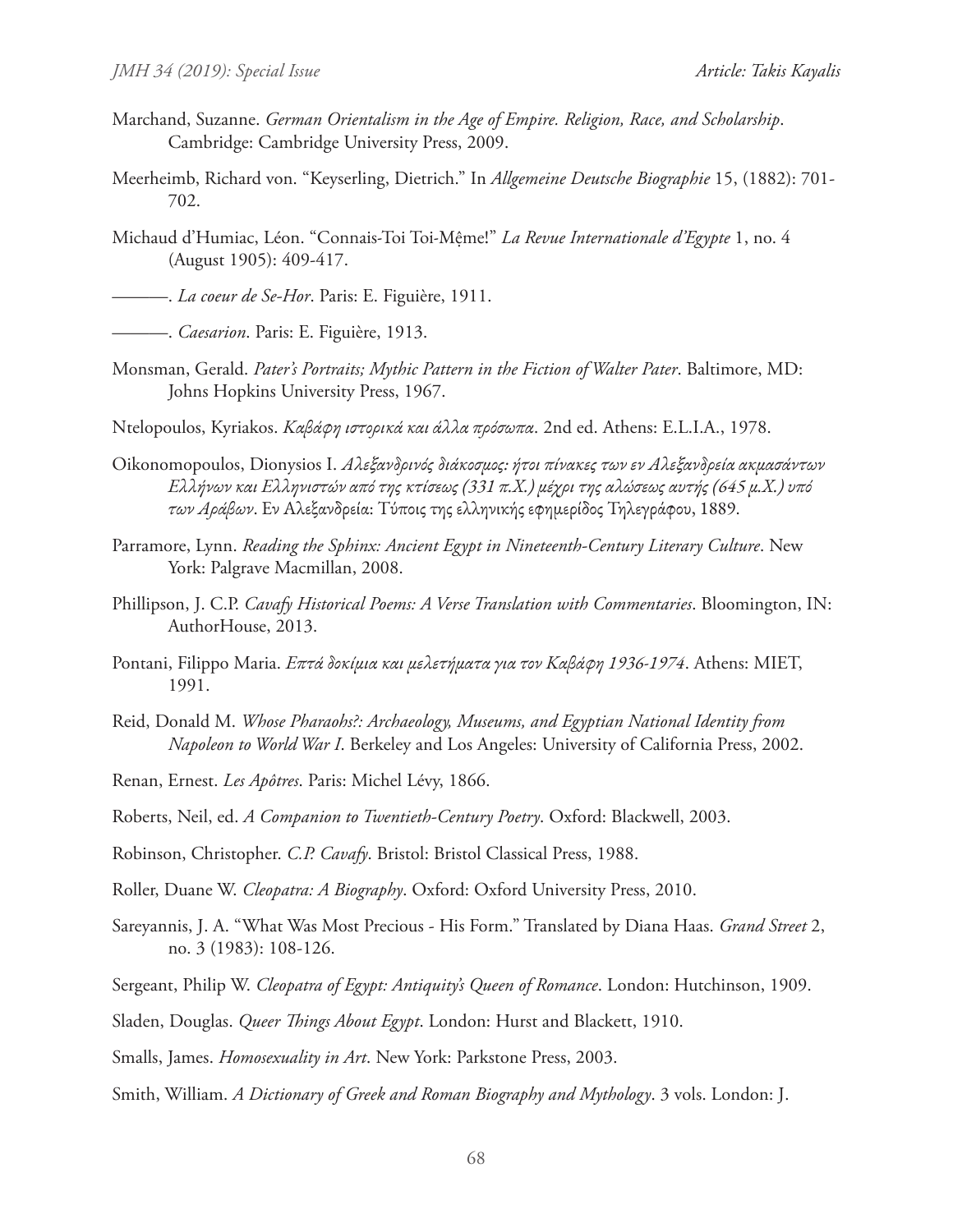Marchand, Suzanne. *German Orientalism in the Age of Empire. Religion, Race, and Scholarship*. Cambridge: Cambridge University Press, 2009.

Meerheimb, Richard von. "Keyserling, Dietrich." In *Allgemeine Deutsche Biographie* 15, (1882): 701-702.

Michaud d'Humiac, Léon. "Connais-Toi Toi-Mệme!" *La Revue Internationale d'Egypte* 1, no. 4 (August 1905): 409-417.

———. *La coeur de Se-Hor*. Paris: E. Figuière, 1911.

———. *Caesarion*. Paris: E. Figuière, 1913.

Monsman, Gerald. *Pater's Portraits; Mythic Pattern in the Fiction of Walter Pater*. Baltimore, MD: Johns Hopkins University Press, 1967.

Ntelopoulos, Kyriakos. *Καβάφη ιστορικά και άλλα πρόσωπα*. 2nd ed. Athens: E.L.I.A., 1978.

Oikonomopoulos, Dionysios I. *Αλεξανδρινός διάκοσμος: ήτοι πίνακες των εν Αλεξανδρεία ακμασάντων Ελλήνων και Ελληνιστών από της κτίσεως (331 π.Χ.) μέχρι της αλώσεως αυτής (645 μ.Χ.) υπό των Αράβων*. Εν Αλεξανδρεία: Τύποις της ελληνικής εφημερίδος Τηλεγράφου, 1889.

Parramore, Lynn. *Reading the Sphinx: Ancient Egypt in Nineteenth-Century Literary Culture*. New York: Palgrave Macmillan, 2008.

Phillipson, J. C.P. *Cavafy Historical Poems: A Verse Translation with Commentaries*. Bloomington, IN: AuthorHouse, 2013.

Pontani, Filippo Maria. *Επτά δοκίμια και μελετήματα για τον Καβάφη 1936-1974*. Athens: MIET, 1991.

Reid, Donald M. *Whose Pharaohs?: Archaeology, Museums, and Egyptian National Identity from Napoleon to World War I*. Berkeley and Los Angeles: University of California Press, 2002.

Renan, Ernest. *Les Apôtres*. Paris: Michel Lévy, 1866.

Roberts, Neil, ed. *A Companion to Twentieth-Century Poetry*. Oxford: Blackwell, 2003.

Robinson, Christopher. *C.P. Cavafy*. Bristol: Bristol Classical Press, 1988.

Roller, Duane W. *Cleopatra: A Biography*. Oxford: Oxford University Press, 2010.

Sareyannis, J. A. "What Was Most Precious - His Form." Translated by Diana Haas. *Grand Street* 2, no. 3 (1983): 108-126.

Sergeant, Philip W. *Cleopatra of Egypt: Antiquity's Queen of Romance*. London: Hutchinson, 1909.

Sladen, Douglas. *Queer Things About Egypt*. London: Hurst and Blackett, 1910.

Smalls, James. *Homosexuality in Art*. New York: Parkstone Press, 2003.

Smith, William. *A Dictionary of Greek and Roman Biography and Mythology*. 3 vols. London: J.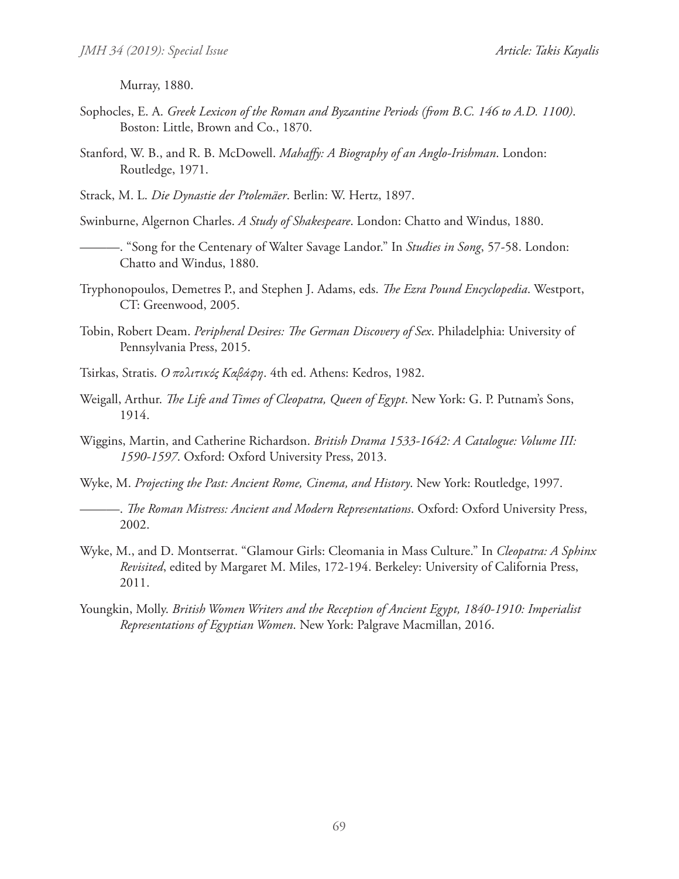Murray, 1880.

Sophocles, E. A. *Greek Lexicon of the Roman and Byzantine Periods (from B.C. 146 to A.D. 1100)*. Boston: Little, Brown and Co., 1870.

Stanford, W. B., and R. B. McDowell. *Mahaffy: A Biography of an Anglo-Irishman*. London: Routledge, 1971.

Strack, M. L. *Die Dynastie der Ptolemäer*. Berlin: W. Hertz, 1897.

Swinburne, Algernon Charles. *A Study of Shakespeare*. London: Chatto and Windus, 1880.

———. "Song for the Centenary of Walter Savage Landor." In *Studies in Song*, 57-58. London: Chatto and Windus, 1880.

Tryphonopoulos, Demetres P., and Stephen J. Adams, eds. *The Ezra Pound Encyclopedia*. Westport, CT: Greenwood, 2005.

Tobin, Robert Deam. *Peripheral Desires: The German Discovery of Sex*. Philadelphia: University of Pennsylvania Press, 2015.

Tsirkas, Stratis. *Ο πολιτικός Καβάφη*. 4th ed. Athens: Kedros, 1982.

Weigall, Arthur. *The Life and Times of Cleopatra, Queen of Egypt*. New York: G. P. Putnam's Sons, 1914.

Wiggins, Martin, and Catherine Richardson. *British Drama 1533-1642: A Catalogue: Volume III: 1590-1597*. Oxford: Oxford University Press, 2013.

Wyke, M. *Projecting the Past: Ancient Rome, Cinema, and History*. New York: Routledge, 1997.

———. *The Roman Mistress: Ancient and Modern Representations*. Oxford: Oxford University Press, 2002.

Wyke, M., and D. Montserrat. "Glamour Girls: Cleomania in Mass Culture." In *Cleopatra: A Sphinx Revisited*, edited by Margaret M. Miles, 172-194. Berkeley: University of California Press, 2011.

Youngkin, Molly. *British Women Writers and the Reception of Ancient Egypt, 1840-1910: Imperialist Representations of Egyptian Women*. New York: Palgrave Macmillan, 2016.